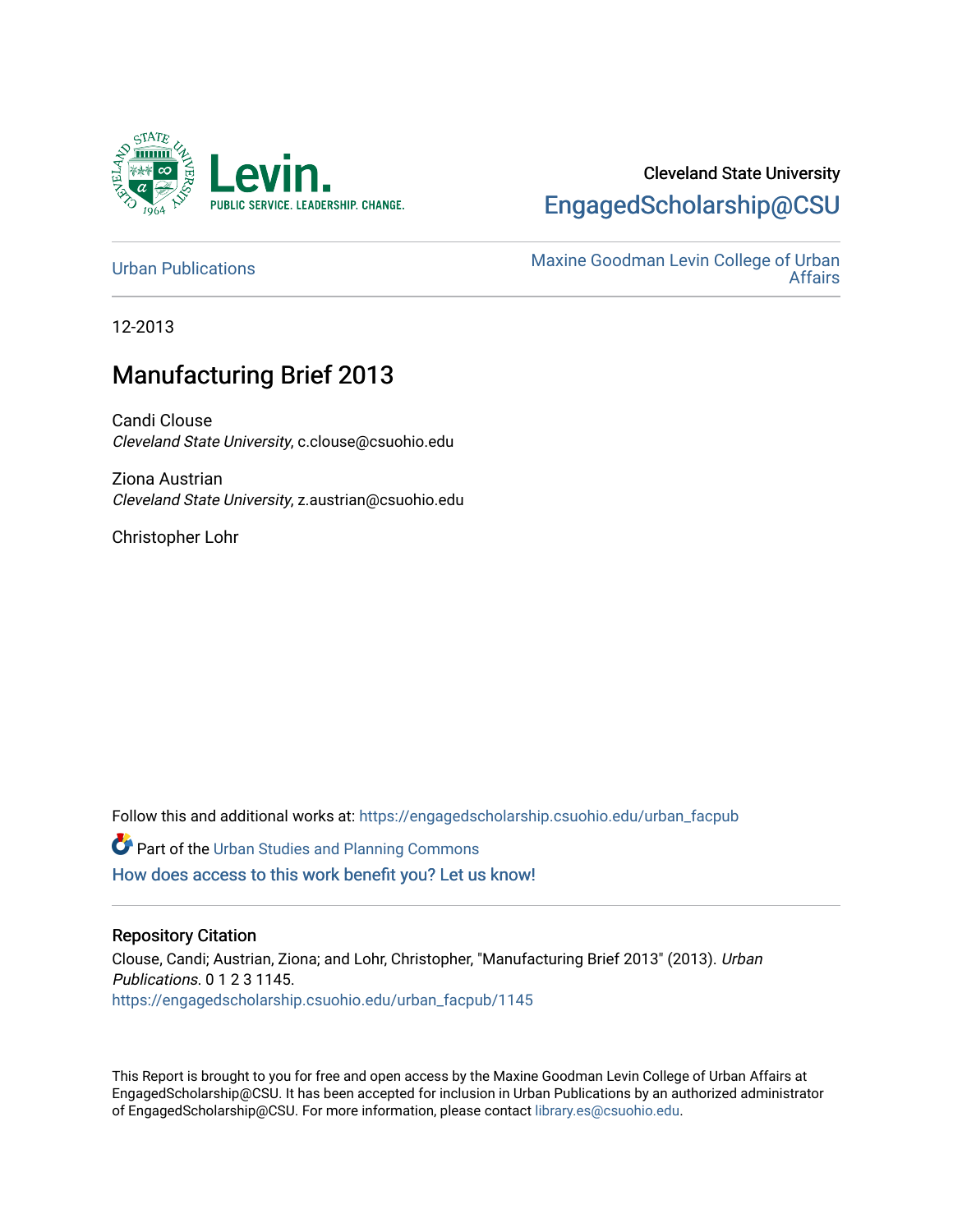Cleveland State University

EngagedScholarship@CSU

Urban Publications

Maxine Goodman Levin College of Urban Affairs

12-2013

# Manufacturing Brief 2013

Candi Clouse
*Cleveland State University*, c.clouse@csuohio.edu

Ziona Austrian
*Cleveland State University*, z.austrian@csuohio.edu

Christopher Lohr

Follow this and additional works at: https://engagedscholarship.csuohio.edu/urban_facpub

Part of the Urban Studies and Planning Commons

How does access to this work benefit you? Let us know!

## Repository Citation

Clouse, Candi; Austrian, Ziona; and Lohr, Christopher, "Manufacturing Brief 2013" (2013). *Urban Publications*. 0 1 2 3 1145.
https://engagedscholarship.csuohio.edu/urban_facpub/1145

This Report is brought to you for free and open access by the Maxine Goodman Levin College of Urban Affairs at EngagedScholarship@CSU. It has been accepted for inclusion in Urban Publications by an authorized administrator of EngagedScholarship@CSU. For more information, please contact library.es@csuohio.edu.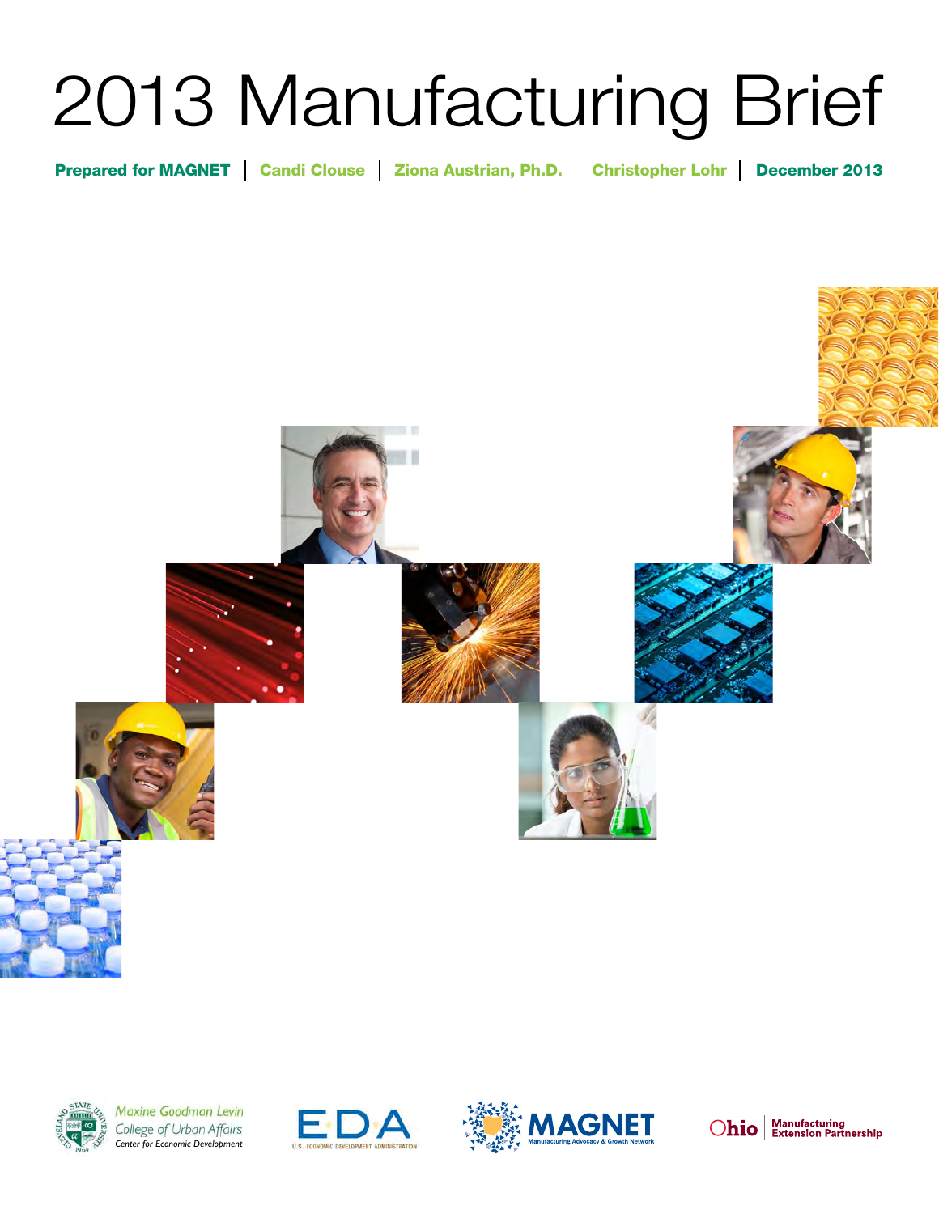# 2013 Manufacturing Brief

**Prepared for MAGNET** | **Candi Clouse** | **Ziona Austrian, Ph.D.** | **Christopher Lohr** | **December 2013**

Maxine Goodman Levin College of Urban Affairs
Center for Economic Development

EDA U.S. Economic Development Administration

MAGNET Manufacturing Advocacy & Growth Network

Ohio Manufacturing Extension Partnership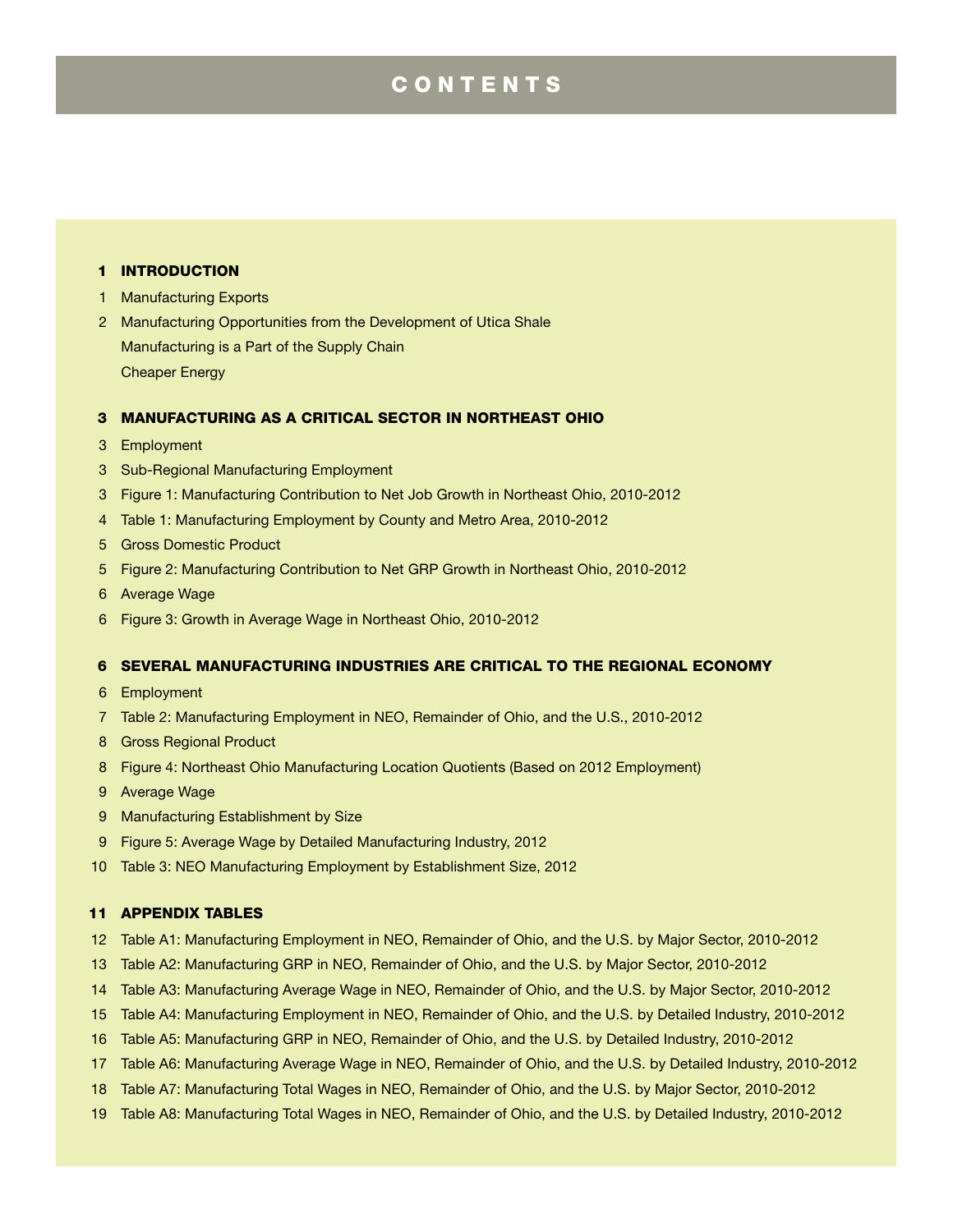# CONTENTS

**1 INTRODUCTION**

1 Manufacturing Exports

2 Manufacturing Opportunities from the Development of Utica Shale

Manufacturing is a Part of the Supply Chain

Cheaper Energy

**3 MANUFACTURING AS A CRITICAL SECTOR IN NORTHEAST OHIO**

3 Employment

3 Sub-Regional Manufacturing Employment

3 Figure 1: Manufacturing Contribution to Net Job Growth in Northeast Ohio, 2010-2012

4 Table 1: Manufacturing Employment by County and Metro Area, 2010-2012

5 Gross Domestic Product

5 Figure 2: Manufacturing Contribution to Net GRP Growth in Northeast Ohio, 2010-2012

6 Average Wage

6 Figure 3: Growth in Average Wage in Northeast Ohio, 2010-2012

**6 SEVERAL MANUFACTURING INDUSTRIES ARE CRITICAL TO THE REGIONAL ECONOMY**

6 Employment

7 Table 2: Manufacturing Employment in NEO, Remainder of Ohio, and the U.S., 2010-2012

8 Gross Regional Product

8 Figure 4: Northeast Ohio Manufacturing Location Quotients (Based on 2012 Employment)

9 Average Wage

9 Manufacturing Establishment by Size

9 Figure 5: Average Wage by Detailed Manufacturing Industry, 2012

10 Table 3: NEO Manufacturing Employment by Establishment Size, 2012

**11 APPENDIX TABLES**

12 Table A1: Manufacturing Employment in NEO, Remainder of Ohio, and the U.S. by Major Sector, 2010-2012

13 Table A2: Manufacturing GRP in NEO, Remainder of Ohio, and the U.S. by Major Sector, 2010-2012

14 Table A3: Manufacturing Average Wage in NEO, Remainder of Ohio, and the U.S. by Major Sector, 2010-2012

15 Table A4: Manufacturing Employment in NEO, Remainder of Ohio, and the U.S. by Detailed Industry, 2010-2012

16 Table A5: Manufacturing GRP in NEO, Remainder of Ohio, and the U.S. by Detailed Industry, 2010-2012

17 Table A6: Manufacturing Average Wage in NEO, Remainder of Ohio, and the U.S. by Detailed Industry, 2010-2012

18 Table A7: Manufacturing Total Wages in NEO, Remainder of Ohio, and the U.S. by Major Sector, 2010-2012

19 Table A8: Manufacturing Total Wages in NEO, Remainder of Ohio, and the U.S. by Detailed Industry, 2010-2012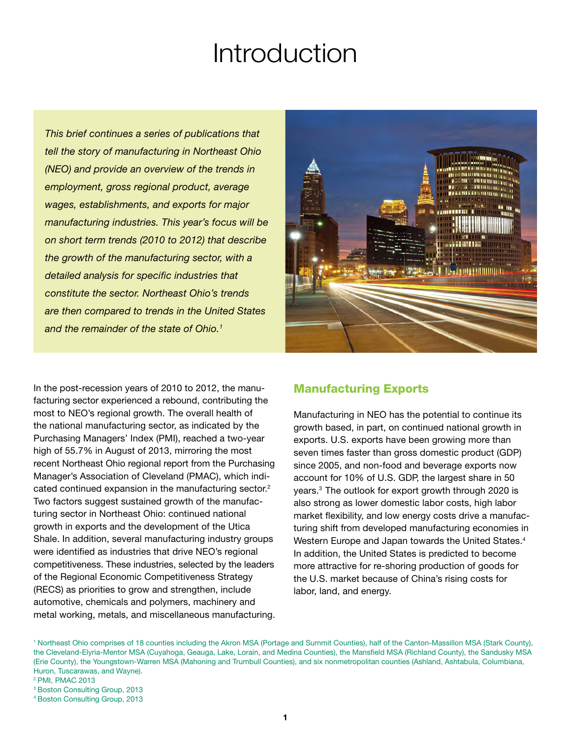# Introduction

*This brief continues a series of publications that tell the story of manufacturing in Northeast Ohio (NEO) and provide an overview of the trends in employment, gross regional product, average wages, establishments, and exports for major manufacturing industries. This year's focus will be on short term trends (2010 to 2012) that describe the growth of the manufacturing sector, with a detailed analysis for specific industries that constitute the sector. Northeast Ohio's trends are then compared to trends in the United States and the remainder of the state of Ohio.*[1]

In the post-recession years of 2010 to 2012, the manufacturing sector experienced a rebound, contributing the most to NEO's regional growth. The overall health of the national manufacturing sector, as indicated by the Purchasing Managers' Index (PMI), reached a two-year high of 55.7% in August of 2013, mirroring the most recent Northeast Ohio regional report from the Purchasing Manager's Association of Cleveland (PMAC), which indicated continued expansion in the manufacturing sector.[2] Two factors suggest sustained growth of the manufacturing sector in Northeast Ohio: continued national growth in exports and the development of the Utica Shale. In addition, several manufacturing industry groups were identified as industries that drive NEO's regional competitiveness. These industries, selected by the leaders of the Regional Economic Competitiveness Strategy (RECS) as priorities to grow and strengthen, include automotive, chemicals and polymers, machinery and metal working, metals, and miscellaneous manufacturing.

## Manufacturing Exports

Manufacturing in NEO has the potential to continue its growth based, in part, on continued national growth in exports. U.S. exports have been growing more than seven times faster than gross domestic product (GDP) since 2005, and non-food and beverage exports now account for 10% of U.S. GDP, the largest share in 50 years.[3] The outlook for export growth through 2020 is also strong as lower domestic labor costs, high labor market flexibility, and low energy costs drive a manufacturing shift from developed manufacturing economies in Western Europe and Japan towards the United States.[4] In addition, the United States is predicted to become more attractive for re-shoring production of goods for the U.S. market because of China's rising costs for labor, land, and energy.

[1] Northeast Ohio comprises of 18 counties including the Akron MSA (Portage and Summit Counties), half of the Canton-Massillon MSA (Stark County), the Cleveland-Elyria-Mentor MSA (Cuyahoga, Geauga, Lake, Lorain, and Medina Counties), the Mansfield MSA (Richland County), the Sandusky MSA (Erie County), the Youngstown-Warren MSA (Mahoning and Trumbull Counties), and six nonmetropolitan counties (Ashland, Ashtabula, Columbiana, Huron, Tuscarawas, and Wayne).

[2] PMI, PMAC 2013

[3] Boston Consulting Group, 2013

[4] Boston Consulting Group, 2013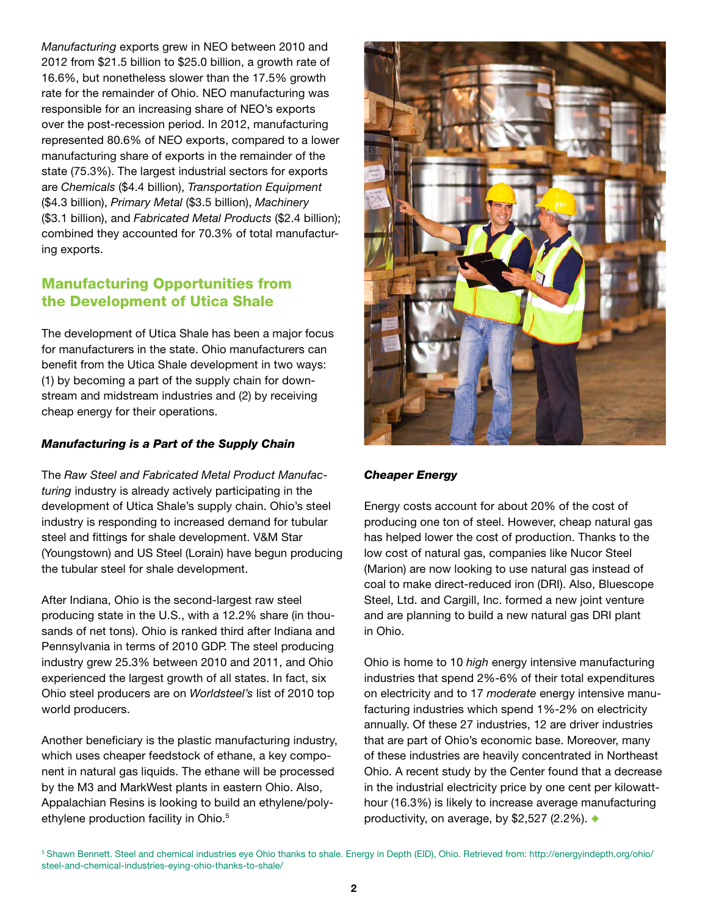*Manufacturing* exports grew in NEO between 2010 and 2012 from $21.5 billion to $25.0 billion, a growth rate of 16.6%, but nonetheless slower than the 17.5% growth rate for the remainder of Ohio. NEO manufacturing was responsible for an increasing share of NEO's exports over the post-recession period. In 2012, manufacturing represented 80.6% of NEO exports, compared to a lower manufacturing share of exports in the remainder of the state (75.3%). The largest industrial sectors for exports are *Chemicals* ($4.4 billion), *Transportation Equipment* ($4.3 billion), *Primary Metal* ($3.5 billion), *Machinery* ($3.1 billion), and *Fabricated Metal Products* ($2.4 billion); combined they accounted for 70.3% of total manufacturing exports.

## Manufacturing Opportunities from the Development of Utica Shale

The development of Utica Shale has been a major focus for manufacturers in the state. Ohio manufacturers can benefit from the Utica Shale development in two ways: (1) by becoming a part of the supply chain for downstream and midstream industries and (2) by receiving cheap energy for their operations.

### *Manufacturing is a Part of the Supply Chain*

The *Raw Steel and Fabricated Metal Product Manufacturing* industry is already actively participating in the development of Utica Shale's supply chain. Ohio's steel industry is responding to increased demand for tubular steel and fittings for shale development. V&M Star (Youngstown) and US Steel (Lorain) have begun producing the tubular steel for shale development.

After Indiana, Ohio is the second-largest raw steel producing state in the U.S., with a 12.2% share (in thousands of net tons). Ohio is ranked third after Indiana and Pennsylvania in terms of 2010 GDP. The steel producing industry grew 25.3% between 2010 and 2011, and Ohio experienced the largest growth of all states. In fact, six Ohio steel producers are on *Worldsteel's* list of 2010 top world producers.

Another beneficiary is the plastic manufacturing industry, which uses cheaper feedstock of ethane, a key component in natural gas liquids. The ethane will be processed by the M3 and MarkWest plants in eastern Ohio. Also, Appalachian Resins is looking to build an ethylene/polyethylene production facility in Ohio.[5]

### *Cheaper Energy*

Energy costs account for about 20% of the cost of producing one ton of steel. However, cheap natural gas has helped lower the cost of production. Thanks to the low cost of natural gas, companies like Nucor Steel (Marion) are now looking to use natural gas instead of coal to make direct-reduced iron (DRI). Also, Bluescope Steel, Ltd. and Cargill, Inc. formed a new joint venture and are planning to build a new natural gas DRI plant in Ohio.

Ohio is home to 10 *high* energy intensive manufacturing industries that spend 2%-6% of their total expenditures on electricity and to 17 *moderate* energy intensive manufacturing industries which spend 1%-2% on electricity annually. Of these 27 industries, 12 are driver industries that are part of Ohio's economic base. Moreover, many of these industries are heavily concentrated in Northeast Ohio. A recent study by the Center found that a decrease in the industrial electricity price by one cent per kilowatt-hour (16.3%) is likely to increase average manufacturing productivity, on average, by $2,527 (2.2%).

[5] Shawn Bennett. Steel and chemical industries eye Ohio thanks to shale. Energy in Depth (EID), Ohio. Retrieved from: http://energyindepth.org/ohio/steel-and-chemical-industries-eying-ohio-thanks-to-shale/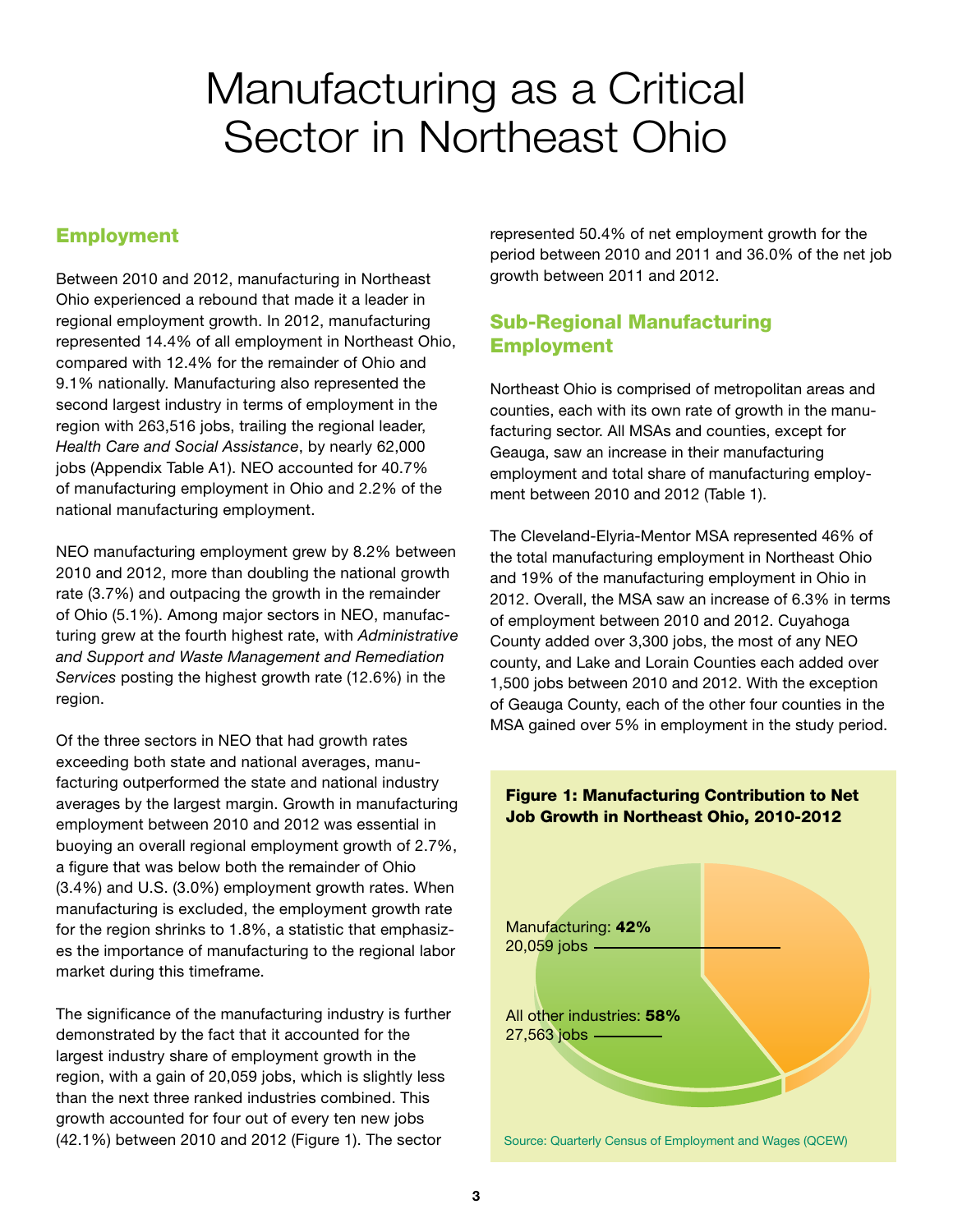# Manufacturing as a Critical Sector in Northeast Ohio

## Employment

Between 2010 and 2012, manufacturing in Northeast Ohio experienced a rebound that made it a leader in regional employment growth. In 2012, manufacturing represented 14.4% of all employment in Northeast Ohio, compared with 12.4% for the remainder of Ohio and 9.1% nationally. Manufacturing also represented the second largest industry in terms of employment in the region with 263,516 jobs, trailing the regional leader, *Health Care and Social Assistance*, by nearly 62,000 jobs (Appendix Table A1). NEO accounted for 40.7% of manufacturing employment in Ohio and 2.2% of the national manufacturing employment.

NEO manufacturing employment grew by 8.2% between 2010 and 2012, more than doubling the national growth rate (3.7%) and outpacing the growth in the remainder of Ohio (5.1%). Among major sectors in NEO, manufacturing grew at the fourth highest rate, with *Administrative and Support and Waste Management and Remediation Services* posting the highest growth rate (12.6%) in the region.

Of the three sectors in NEO that had growth rates exceeding both state and national averages, manufacturing outperformed the state and national industry averages by the largest margin. Growth in manufacturing employment between 2010 and 2012 was essential in buoying an overall regional employment growth of 2.7%, a figure that was below both the remainder of Ohio (3.4%) and U.S. (3.0%) employment growth rates. When manufacturing is excluded, the employment growth rate for the region shrinks to 1.8%, a statistic that emphasizes the importance of manufacturing to the regional labor market during this timeframe.

The significance of the manufacturing industry is further demonstrated by the fact that it accounted for the largest industry share of employment growth in the region, with a gain of 20,059 jobs, which is slightly less than the next three ranked industries combined. This growth accounted for four out of every ten new jobs (42.1%) between 2010 and 2012 (Figure 1). The sector represented 50.4% of net employment growth for the period between 2010 and 2011 and 36.0% of the net job growth between 2011 and 2012.

## Sub-Regional Manufacturing Employment

Northeast Ohio is comprised of metropolitan areas and counties, each with its own rate of growth in the manufacturing sector. All MSAs and counties, except for Geauga, saw an increase in their manufacturing employment and total share of manufacturing employment between 2010 and 2012 (Table 1).

The Cleveland-Elyria-Mentor MSA represented 46% of the total manufacturing employment in Northeast Ohio and 19% of the manufacturing employment in Ohio in 2012. Overall, the MSA saw an increase of 6.3% in terms of employment between 2010 and 2012. Cuyahoga County added over 3,300 jobs, the most of any NEO county, and Lake and Lorain Counties each added over 1,500 jobs between 2010 and 2012. With the exception of Geauga County, each of the other four counties in the MSA gained over 5% in employment in the study period.

**Figure 1: Manufacturing Contribution to Net Job Growth in Northeast Ohio, 2010-2012**

Manufacturing: **42%**
20,059 jobs

All other industries: **58%**
27,563 jobs

Source: Quarterly Census of Employment and Wages (QCEW)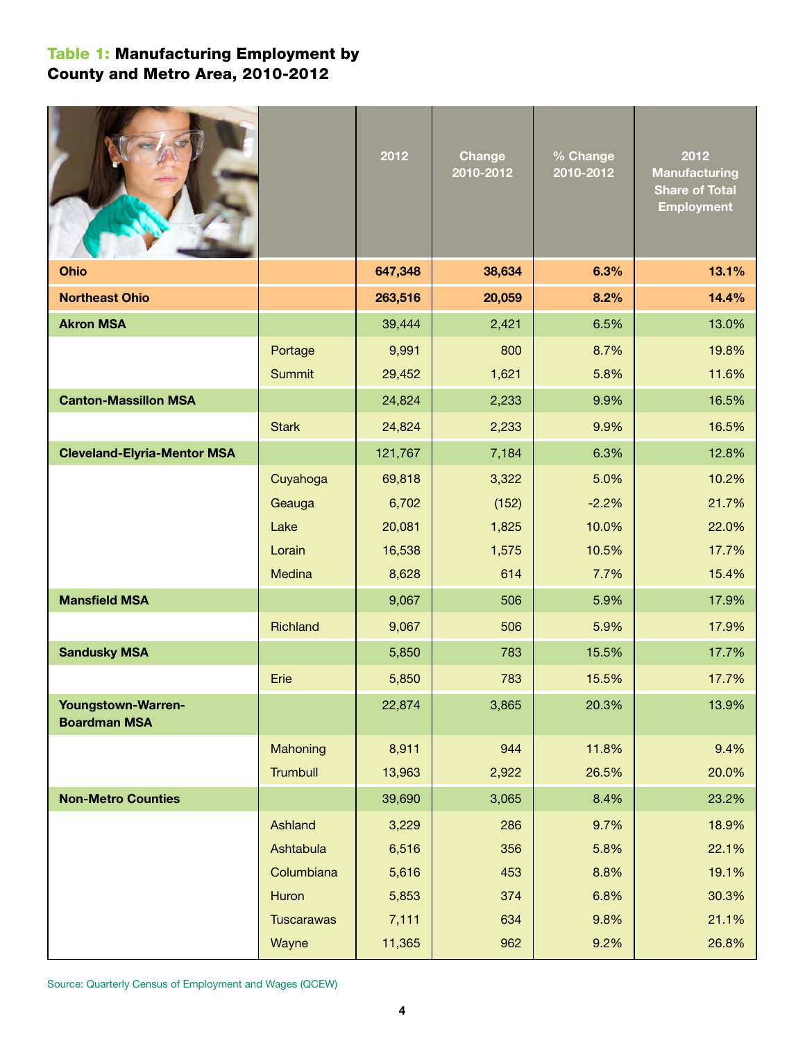## Table 1: Manufacturing Employment by County and Metro Area, 2010-2012

| | | 2012 | Change 2010-2012 | % Change 2010-2012 | 2012 Manufacturing Share of Total Employment |
|---|---|---|---|---|---|
| **Ohio** | | **647,348** | **38,634** | **6.3%** | **13.1%** |
| **Northeast Ohio** | | **263,516** | **20,059** | **8.2%** | **14.4%** |
| **Akron MSA** | | 39,444 | 2,421 | 6.5% | 13.0% |
| | Portage | 9,991 | 800 | 8.7% | 19.8% |
| | Summit | 29,452 | 1,621 | 5.8% | 11.6% |
| **Canton-Massillon MSA** | | 24,824 | 2,233 | 9.9% | 16.5% |
| | Stark | 24,824 | 2,233 | 9.9% | 16.5% |
| **Cleveland-Elyria-Mentor MSA** | | 121,767 | 7,184 | 6.3% | 12.8% |
| | Cuyahoga | 69,818 | 3,322 | 5.0% | 10.2% |
| | Geauga | 6,702 | (152) | -2.2% | 21.7% |
| | Lake | 20,081 | 1,825 | 10.0% | 22.0% |
| | Lorain | 16,538 | 1,575 | 10.5% | 17.7% |
| | Medina | 8,628 | 614 | 7.7% | 15.4% |
| **Mansfield MSA** | | 9,067 | 506 | 5.9% | 17.9% |
| | Richland | 9,067 | 506 | 5.9% | 17.9% |
| **Sandusky MSA** | | 5,850 | 783 | 15.5% | 17.7% |
| | Erie | 5,850 | 783 | 15.5% | 17.7% |
| **Youngstown-Warren-Boardman MSA** | | 22,874 | 3,865 | 20.3% | 13.9% |
| | Mahoning | 8,911 | 944 | 11.8% | 9.4% |
| | Trumbull | 13,963 | 2,922 | 26.5% | 20.0% |
| **Non-Metro Counties** | | 39,690 | 3,065 | 8.4% | 23.2% |
| | Ashland | 3,229 | 286 | 9.7% | 18.9% |
| | Ashtabula | 6,516 | 356 | 5.8% | 22.1% |
| | Columbiana | 5,616 | 453 | 8.8% | 19.1% |
| | Huron | 5,853 | 374 | 6.8% | 30.3% |
| | Tuscarawas | 7,111 | 634 | 9.8% | 21.1% |
| | Wayne | 11,365 | 962 | 9.2% | 26.8% |

Source: Quarterly Census of Employment and Wages (QCEW)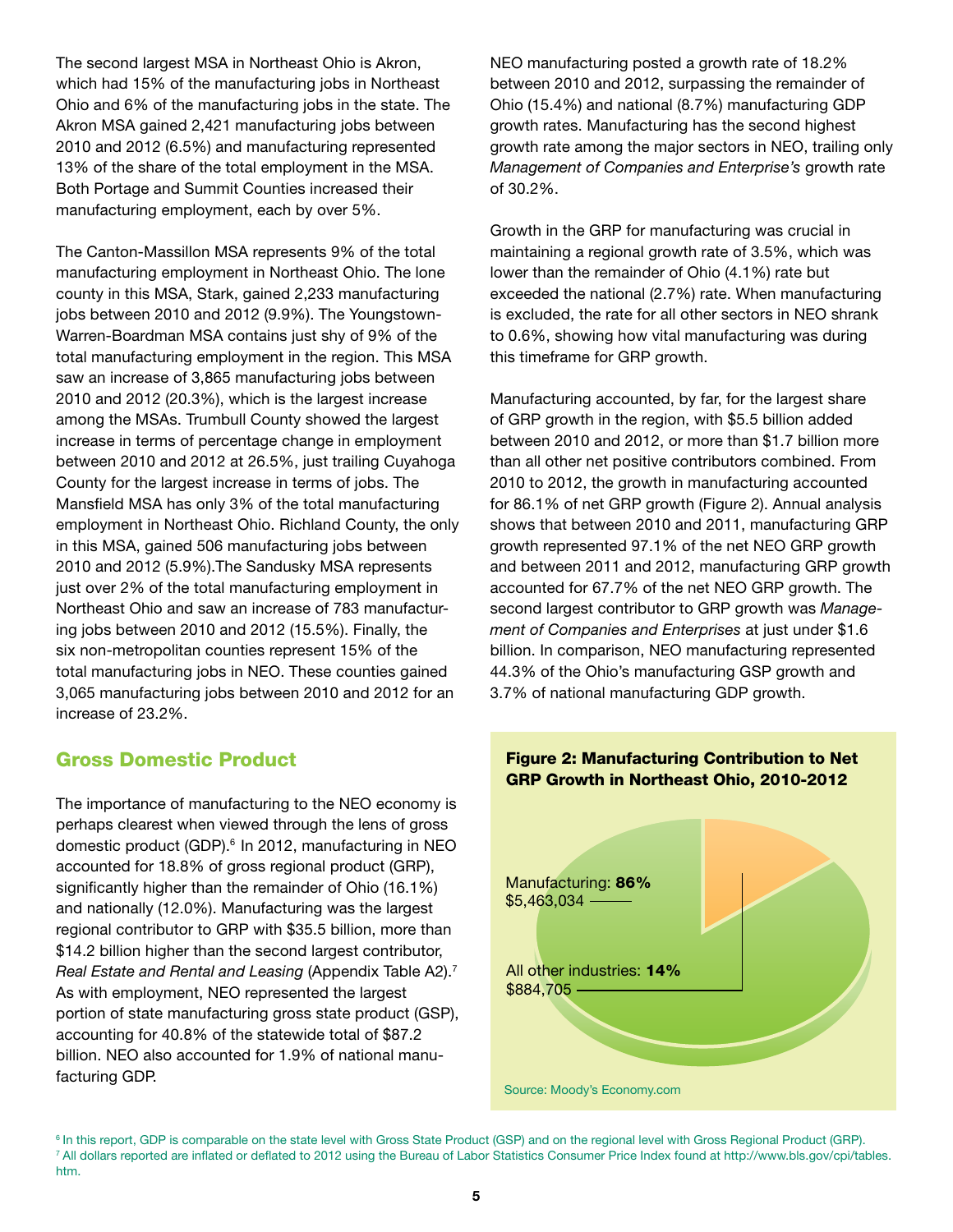The second largest MSA in Northeast Ohio is Akron, which had 15% of the manufacturing jobs in Northeast Ohio and 6% of the manufacturing jobs in the state. The Akron MSA gained 2,421 manufacturing jobs between 2010 and 2012 (6.5%) and manufacturing represented 13% of the share of the total employment in the MSA. Both Portage and Summit Counties increased their manufacturing employment, each by over 5%.

The Canton-Massillon MSA represents 9% of the total manufacturing employment in Northeast Ohio. The lone county in this MSA, Stark, gained 2,233 manufacturing jobs between 2010 and 2012 (9.9%). The Youngstown-Warren-Boardman MSA contains just shy of 9% of the total manufacturing employment in the region. This MSA saw an increase of 3,865 manufacturing jobs between 2010 and 2012 (20.3%), which is the largest increase among the MSAs. Trumbull County showed the largest increase in terms of percentage change in employment between 2010 and 2012 at 26.5%, just trailing Cuyahoga County for the largest increase in terms of jobs. The Mansfield MSA has only 3% of the total manufacturing employment in Northeast Ohio. Richland County, the only in this MSA, gained 506 manufacturing jobs between 2010 and 2012 (5.9%).The Sandusky MSA represents just over 2% of the total manufacturing employment in Northeast Ohio and saw an increase of 783 manufacturing jobs between 2010 and 2012 (15.5%). Finally, the six non-metropolitan counties represent 15% of the total manufacturing jobs in NEO. These counties gained 3,065 manufacturing jobs between 2010 and 2012 for an increase of 23.2%.

## Gross Domestic Product

The importance of manufacturing to the NEO economy is perhaps clearest when viewed through the lens of gross domestic product (GDP).[6] In 2012, manufacturing in NEO accounted for 18.8% of gross regional product (GRP), significantly higher than the remainder of Ohio (16.1%) and nationally (12.0%). Manufacturing was the largest regional contributor to GRP with $35.5 billion, more than $14.2 billion higher than the second largest contributor, *Real Estate and Rental and Leasing* (Appendix Table A2).[7] As with employment, NEO represented the largest portion of state manufacturing gross state product (GSP), accounting for 40.8% of the statewide total of $87.2 billion. NEO also accounted for 1.9% of national manufacturing GDP.

NEO manufacturing posted a growth rate of 18.2% between 2010 and 2012, surpassing the remainder of Ohio (15.4%) and national (8.7%) manufacturing GDP growth rates. Manufacturing has the second highest growth rate among the major sectors in NEO, trailing only *Management of Companies and Enterprise's* growth rate of 30.2%.

Growth in the GRP for manufacturing was crucial in maintaining a regional growth rate of 3.5%, which was lower than the remainder of Ohio (4.1%) rate but exceeded the national (2.7%) rate. When manufacturing is excluded, the rate for all other sectors in NEO shrank to 0.6%, showing how vital manufacturing was during this timeframe for GRP growth.

Manufacturing accounted, by far, for the largest share of GRP growth in the region, with $5.5 billion added between 2010 and 2012, or more than $1.7 billion more than all other net positive contributors combined. From 2010 to 2012, the growth in manufacturing accounted for 86.1% of net GRP growth (Figure 2). Annual analysis shows that between 2010 and 2011, manufacturing GRP growth represented 97.1% of the net NEO GRP growth and between 2011 and 2012, manufacturing GRP growth accounted for 67.7% of the net NEO GRP growth. The second largest contributor to GRP growth was *Management of Companies and Enterprises* at just under $1.6 billion. In comparison, NEO manufacturing represented 44.3% of the Ohio's manufacturing GSP growth and 3.7% of national manufacturing GDP growth.

**Figure 2: Manufacturing Contribution to Net GRP Growth in Northeast Ohio, 2010-2012**

Manufacturing: **86%** $5,463,034

All other industries: **14%** $884,705

Source: Moody's Economy.com

[6] In this report, GDP is comparable on the state level with Gross State Product (GSP) and on the regional level with Gross Regional Product (GRP).
[7] All dollars reported are inflated or deflated to 2012 using the Bureau of Labor Statistics Consumer Price Index found at http://www.bls.gov/cpi/tables.htm.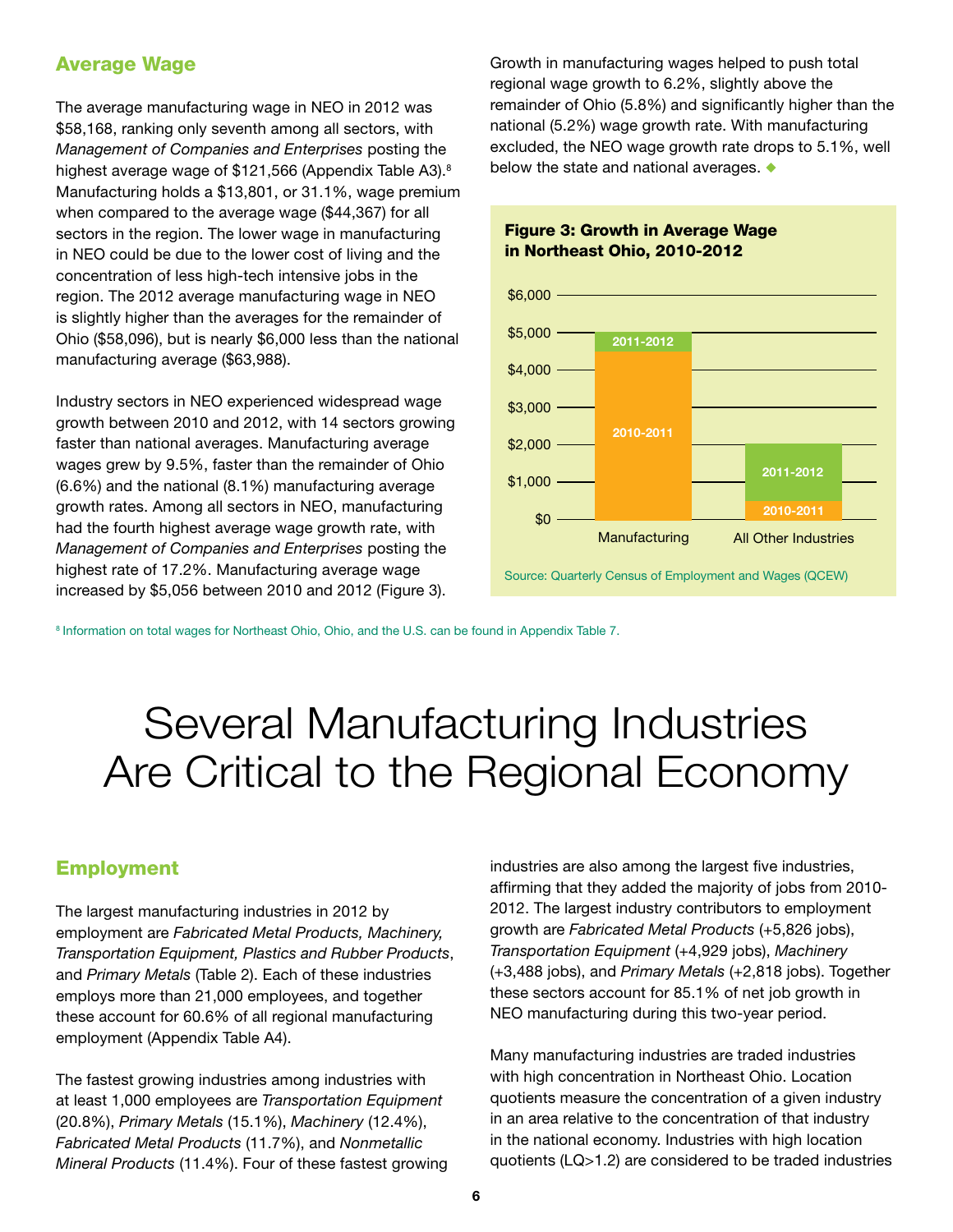## Average Wage

The average manufacturing wage in NEO in 2012 was $58,168, ranking only seventh among all sectors, with *Management of Companies and Enterprises* posting the highest average wage of $121,566 (Appendix Table A3).[8] Manufacturing holds a $13,801, or 31.1%, wage premium when compared to the average wage ($44,367) for all sectors in the region. The lower wage in manufacturing in NEO could be due to the lower cost of living and the concentration of less high-tech intensive jobs in the region. The 2012 average manufacturing wage in NEO is slightly higher than the averages for the remainder of Ohio ($58,096), but is nearly $6,000 less than the national manufacturing average ($63,988).

Industry sectors in NEO experienced widespread wage growth between 2010 and 2012, with 14 sectors growing faster than national averages. Manufacturing average wages grew by 9.5%, faster than the remainder of Ohio (6.6%) and the national (8.1%) manufacturing average growth rates. Among all sectors in NEO, manufacturing had the fourth highest average wage growth rate, with *Management of Companies and Enterprises* posting the highest rate of 17.2%. Manufacturing average wage increased by $5,056 between 2010 and 2012 (Figure 3).

Growth in manufacturing wages helped to push total regional wage growth to 6.2%, slightly above the remainder of Ohio (5.8%) and significantly higher than the national (5.2%) wage growth rate. With manufacturing excluded, the NEO wage growth rate drops to 5.1%, well below the state and national averages.

**Figure 3: Growth in Average Wage in Northeast Ohio, 2010-2012**

| | 2010-2011 | 2011-2012 |
|---|---|---|
| Manufacturing | ~$4,500 | ~$500 |
| All Other Industries | ~$500 | ~$1,500 |

Source: Quarterly Census of Employment and Wages (QCEW)

[8] Information on total wages for Northeast Ohio, Ohio, and the U.S. can be found in Appendix Table 7.

# Several Manufacturing Industries Are Critical to the Regional Economy

## Employment

The largest manufacturing industries in 2012 by employment are *Fabricated Metal Products, Machinery, Transportation Equipment, Plastics and Rubber Products*, and *Primary Metals* (Table 2). Each of these industries employs more than 21,000 employees, and together these account for 60.6% of all regional manufacturing employment (Appendix Table A4).

The fastest growing industries among industries with at least 1,000 employees are *Transportation Equipment* (20.8%), *Primary Metals* (15.1%), *Machinery* (12.4%), *Fabricated Metal Products* (11.7%), and *Nonmetallic Mineral Products* (11.4%). Four of these fastest growing industries are also among the largest five industries, affirming that they added the majority of jobs from 2010-2012. The largest industry contributors to employment growth are *Fabricated Metal Products* (+5,826 jobs), *Transportation Equipment* (+4,929 jobs), *Machinery* (+3,488 jobs), and *Primary Metals* (+2,818 jobs). Together these sectors account for 85.1% of net job growth in NEO manufacturing during this two-year period.

Many manufacturing industries are traded industries with high concentration in Northeast Ohio. Location quotients measure the concentration of a given industry in an area relative to the concentration of that industry in the national economy. Industries with high location quotients (LQ>1.2) are considered to be traded industries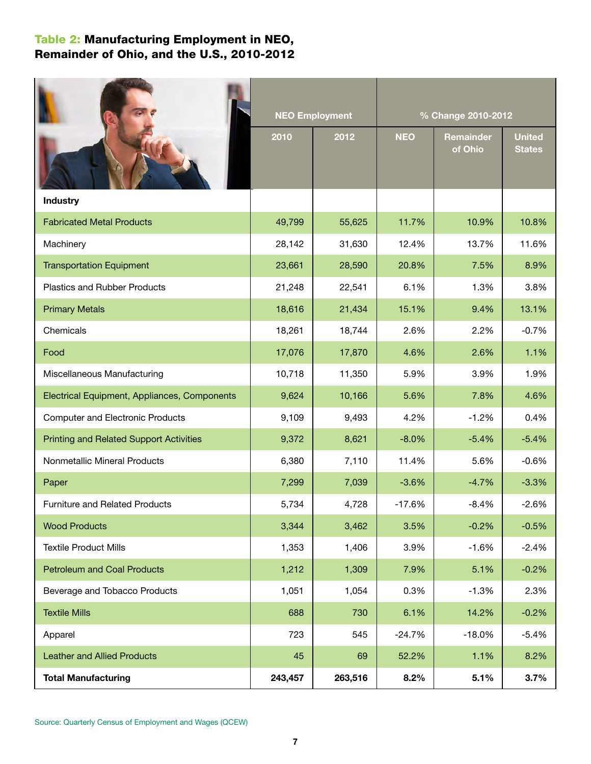## Table 2: Manufacturing Employment in NEO, Remainder of Ohio, and the U.S., 2010-2012

| | NEO Employment | | % Change 2010-2012 | | |
|---|---|---|---|---|---|
| **Industry** | 2010 | 2012 | NEO | Remainder of Ohio | United States |
| Fabricated Metal Products | 49,799 | 55,625 | 11.7% | 10.9% | 10.8% |
| Machinery | 28,142 | 31,630 | 12.4% | 13.7% | 11.6% |
| Transportation Equipment | 23,661 | 28,590 | 20.8% | 7.5% | 8.9% |
| Plastics and Rubber Products | 21,248 | 22,541 | 6.1% | 1.3% | 3.8% |
| Primary Metals | 18,616 | 21,434 | 15.1% | 9.4% | 13.1% |
| Chemicals | 18,261 | 18,744 | 2.6% | 2.2% | -0.7% |
| Food | 17,076 | 17,870 | 4.6% | 2.6% | 1.1% |
| Miscellaneous Manufacturing | 10,718 | 11,350 | 5.9% | 3.9% | 1.9% |
| Electrical Equipment, Appliances, Components | 9,624 | 10,166 | 5.6% | 7.8% | 4.6% |
| Computer and Electronic Products | 9,109 | 9,493 | 4.2% | -1.2% | 0.4% |
| Printing and Related Support Activities | 9,372 | 8,621 | -8.0% | -5.4% | -5.4% |
| Nonmetallic Mineral Products | 6,380 | 7,110 | 11.4% | 5.6% | -0.6% |
| Paper | 7,299 | 7,039 | -3.6% | -4.7% | -3.3% |
| Furniture and Related Products | 5,734 | 4,728 | -17.6% | -8.4% | -2.6% |
| Wood Products | 3,344 | 3,462 | 3.5% | -0.2% | -0.5% |
| Textile Product Mills | 1,353 | 1,406 | 3.9% | -1.6% | -2.4% |
| Petroleum and Coal Products | 1,212 | 1,309 | 7.9% | 5.1% | -0.2% |
| Beverage and Tobacco Products | 1,051 | 1,054 | 0.3% | -1.3% | 2.3% |
| Textile Mills | 688 | 730 | 6.1% | 14.2% | -0.2% |
| Apparel | 723 | 545 | -24.7% | -18.0% | -5.4% |
| Leather and Allied Products | 45 | 69 | 52.2% | 1.1% | 8.2% |
| **Total Manufacturing** | **243,457** | **263,516** | **8.2%** | **5.1%** | **3.7%** |

Source: Quarterly Census of Employment and Wages (QCEW)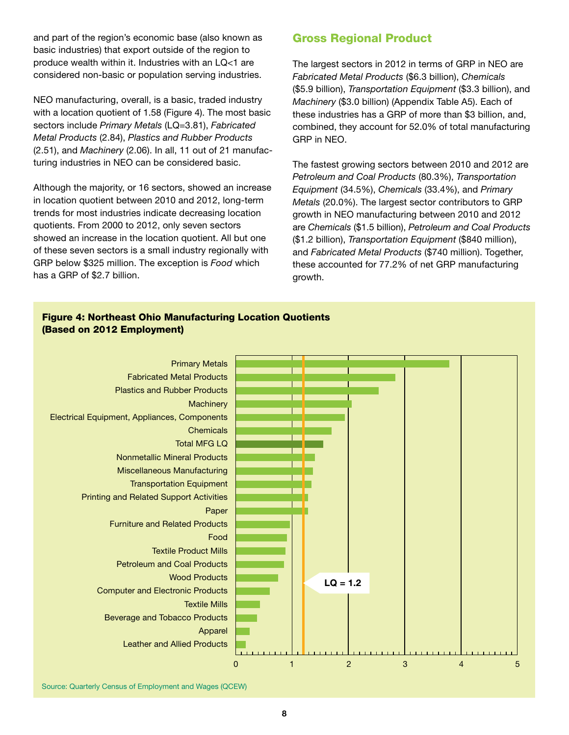and part of the region's economic base (also known as basic industries) that export outside of the region to produce wealth within it. Industries with an LQ<1 are considered non-basic or population serving industries.

NEO manufacturing, overall, is a basic, traded industry with a location quotient of 1.58 (Figure 4). The most basic sectors include *Primary Metals* (LQ=3.81), *Fabricated Metal Products* (2.84), *Plastics and Rubber Products* (2.51), and *Machinery* (2.06). In all, 11 out of 21 manufacturing industries in NEO can be considered basic.

Although the majority, or 16 sectors, showed an increase in location quotient between 2010 and 2012, long-term trends for most industries indicate decreasing location quotients. From 2000 to 2012, only seven sectors showed an increase in the location quotient. All but one of these seven sectors is a small industry regionally with GRP below $325 million. The exception is *Food* which has a GRP of $2.7 billion.

## Gross Regional Product

The largest sectors in 2012 in terms of GRP in NEO are *Fabricated Metal Products* ($6.3 billion), *Chemicals* ($5.9 billion), *Transportation Equipment* ($3.3 billion), and *Machinery* ($3.0 billion) (Appendix Table A5). Each of these industries has a GRP of more than $3 billion, and, combined, they account for 52.0% of total manufacturing GRP in NEO.

The fastest growing sectors between 2010 and 2012 are *Petroleum and Coal Products* (80.3%), *Transportation Equipment* (34.5%), *Chemicals* (33.4%), and *Primary Metals* (20.0%). The largest sector contributors to GRP growth in NEO manufacturing between 2010 and 2012 are *Chemicals* ($1.5 billion), *Petroleum and Coal Products* ($1.2 billion), *Transportation Equipment* ($840 million), and *Fabricated Metal Products* ($740 million). Together, these accounted for 77.2% of net GRP manufacturing growth.

**Figure 4: Northeast Ohio Manufacturing Location Quotients (Based on 2012 Employment)**

Source: Quarterly Census of Employment and Wages (QCEW)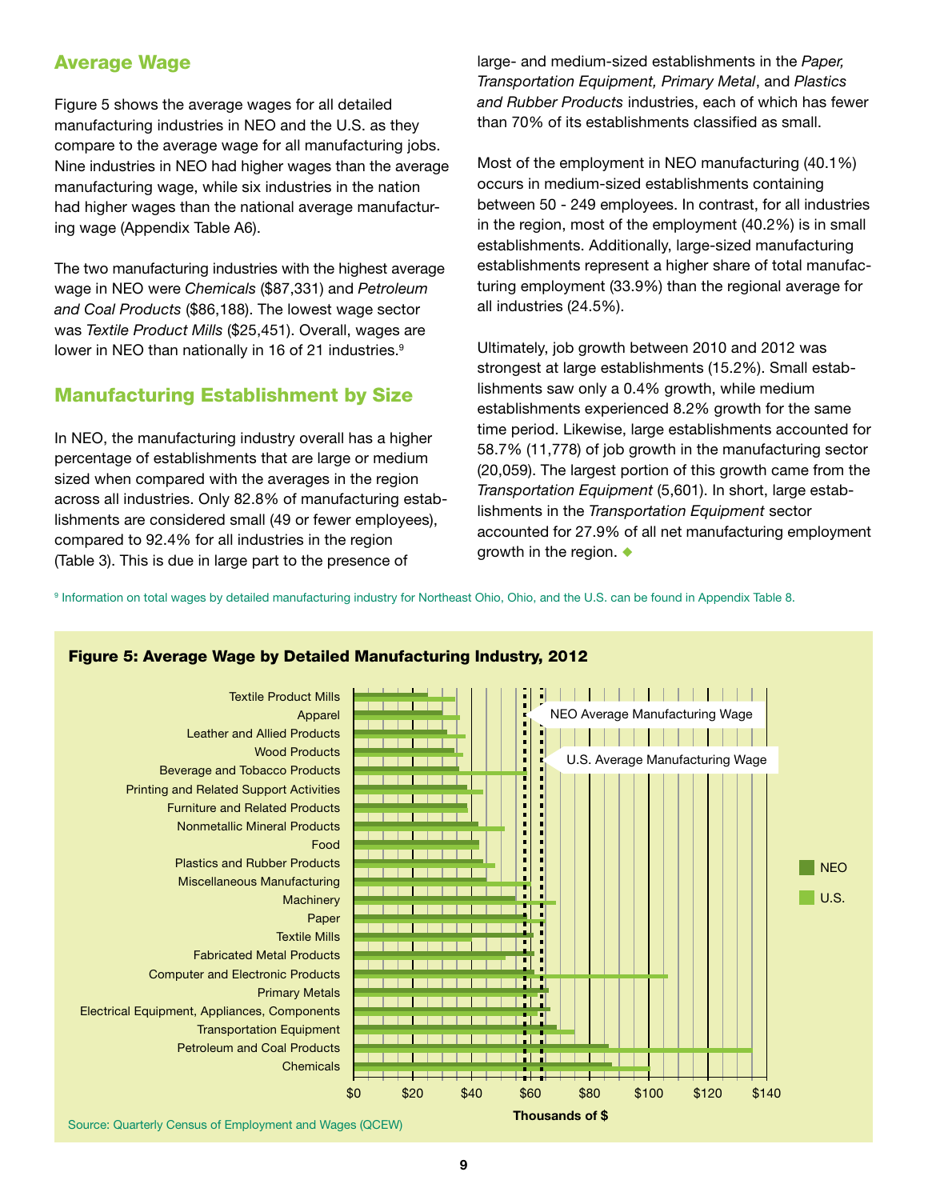## Average Wage

Figure 5 shows the average wages for all detailed manufacturing industries in NEO and the U.S. as they compare to the average wage for all manufacturing jobs. Nine industries in NEO had higher wages than the average manufacturing wage, while six industries in the nation had higher wages than the national average manufacturing wage (Appendix Table A6).

The two manufacturing industries with the highest average wage in NEO were *Chemicals* ($87,331) and *Petroleum and Coal Products* ($86,188). The lowest wage sector was *Textile Product Mills* ($25,451). Overall, wages are lower in NEO than nationally in 16 of 21 industries.[9]

## Manufacturing Establishment by Size

In NEO, the manufacturing industry overall has a higher percentage of establishments that are large or medium sized when compared with the averages in the region across all industries. Only 82.8% of manufacturing establishments are considered small (49 or fewer employees), compared to 92.4% for all industries in the region (Table 3). This is due in large part to the presence of large- and medium-sized establishments in the *Paper, Transportation Equipment, Primary Metal*, and *Plastics and Rubber Products* industries, each of which has fewer than 70% of its establishments classified as small.

Most of the employment in NEO manufacturing (40.1%) occurs in medium-sized establishments containing between 50 - 249 employees. In contrast, for all industries in the region, most of the employment (40.2%) is in small establishments. Additionally, large-sized manufacturing establishments represent a higher share of total manufacturing employment (33.9%) than the regional average for all industries (24.5%).

Ultimately, job growth between 2010 and 2012 was strongest at large establishments (15.2%). Small establishments saw only a 0.4% growth, while medium establishments experienced 8.2% growth for the same time period. Likewise, large establishments accounted for 58.7% (11,778) of job growth in the manufacturing sector (20,059). The largest portion of this growth came from the *Transportation Equipment* (5,601). In short, large establishments in the *Transportation Equipment* sector accounted for 27.9% of all net manufacturing employment growth in the region. ◆

[9] Information on total wages by detailed manufacturing industry for Northeast Ohio, Ohio, and the U.S. can be found in Appendix Table 8.

**Figure 5: Average Wage by Detailed Manufacturing Industry, 2012**

Source: Quarterly Census of Employment and Wages (QCEW)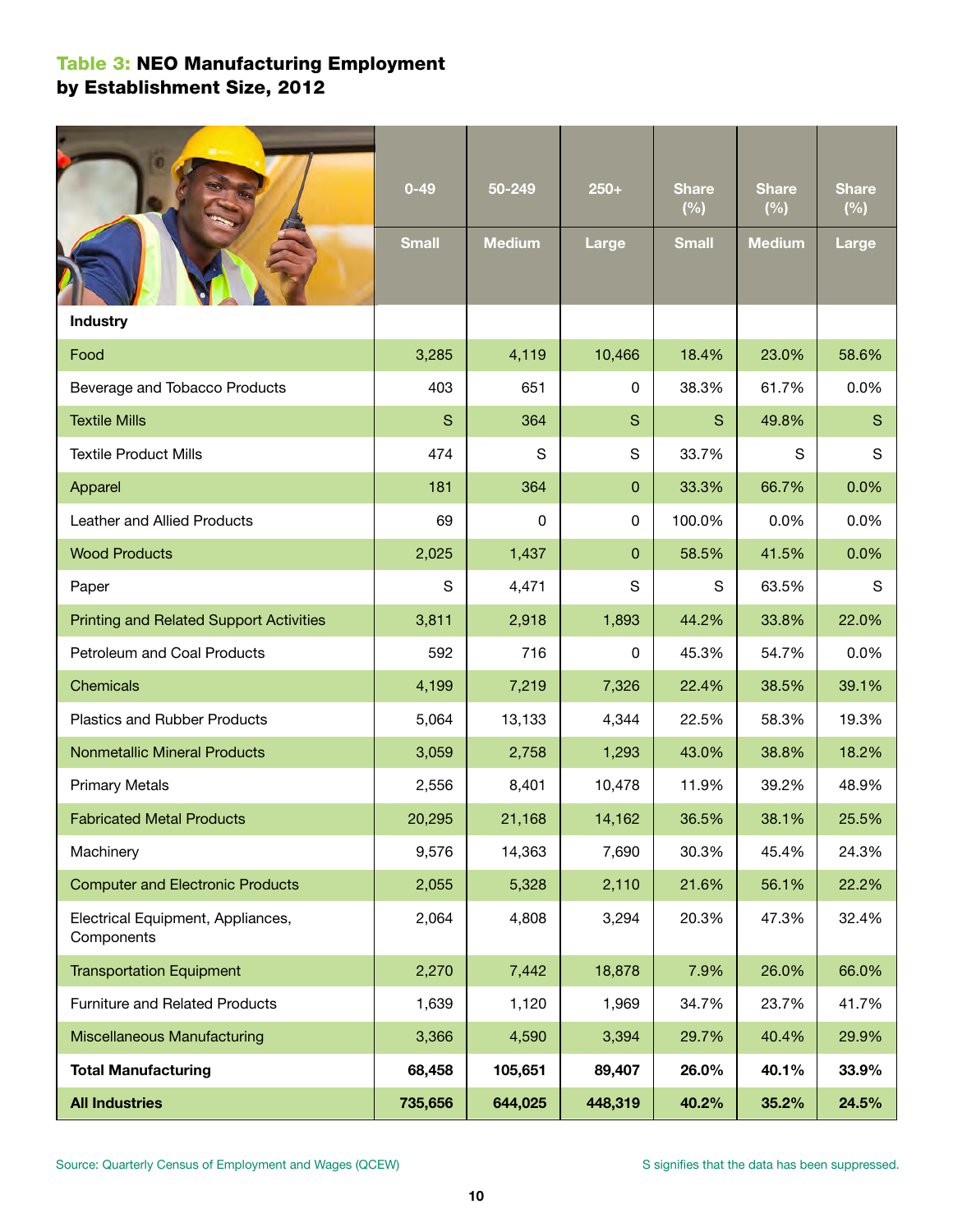## Table 3: NEO Manufacturing Employment by Establishment Size, 2012

| Industry | 0-49 Small | 50-249 Medium | 250+ Large | Share (%) Small | Share (%) Medium | Share (%) Large |
|---|---|---|---|---|---|---|
| Food | 3,285 | 4,119 | 10,466 | 18.4% | 23.0% | 58.6% |
| Beverage and Tobacco Products | 403 | 651 | 0 | 38.3% | 61.7% | 0.0% |
| Textile Mills | S | 364 | S | S | 49.8% | S |
| Textile Product Mills | 474 | S | S | 33.7% | S | S |
| Apparel | 181 | 364 | 0 | 33.3% | 66.7% | 0.0% |
| Leather and Allied Products | 69 | 0 | 0 | 100.0% | 0.0% | 0.0% |
| Wood Products | 2,025 | 1,437 | 0 | 58.5% | 41.5% | 0.0% |
| Paper | S | 4,471 | S | S | 63.5% | S |
| Printing and Related Support Activities | 3,811 | 2,918 | 1,893 | 44.2% | 33.8% | 22.0% |
| Petroleum and Coal Products | 592 | 716 | 0 | 45.3% | 54.7% | 0.0% |
| Chemicals | 4,199 | 7,219 | 7,326 | 22.4% | 38.5% | 39.1% |
| Plastics and Rubber Products | 5,064 | 13,133 | 4,344 | 22.5% | 58.3% | 19.3% |
| Nonmetallic Mineral Products | 3,059 | 2,758 | 1,293 | 43.0% | 38.8% | 18.2% |
| Primary Metals | 2,556 | 8,401 | 10,478 | 11.9% | 39.2% | 48.9% |
| Fabricated Metal Products | 20,295 | 21,168 | 14,162 | 36.5% | 38.1% | 25.5% |
| Machinery | 9,576 | 14,363 | 7,690 | 30.3% | 45.4% | 24.3% |
| Computer and Electronic Products | 2,055 | 5,328 | 2,110 | 21.6% | 56.1% | 22.2% |
| Electrical Equipment, Appliances, Components | 2,064 | 4,808 | 3,294 | 20.3% | 47.3% | 32.4% |
| Transportation Equipment | 2,270 | 7,442 | 18,878 | 7.9% | 26.0% | 66.0% |
| Furniture and Related Products | 1,639 | 1,120 | 1,969 | 34.7% | 23.7% | 41.7% |
| Miscellaneous Manufacturing | 3,366 | 4,590 | 3,394 | 29.7% | 40.4% | 29.9% |
| **Total Manufacturing** | **68,458** | **105,651** | **89,407** | **26.0%** | **40.1%** | **33.9%** |
| **All Industries** | **735,656** | **644,025** | **448,319** | **40.2%** | **35.2%** | **24.5%** |

Source: Quarterly Census of Employment and Wages (QCEW)

S signifies that the data has been suppressed.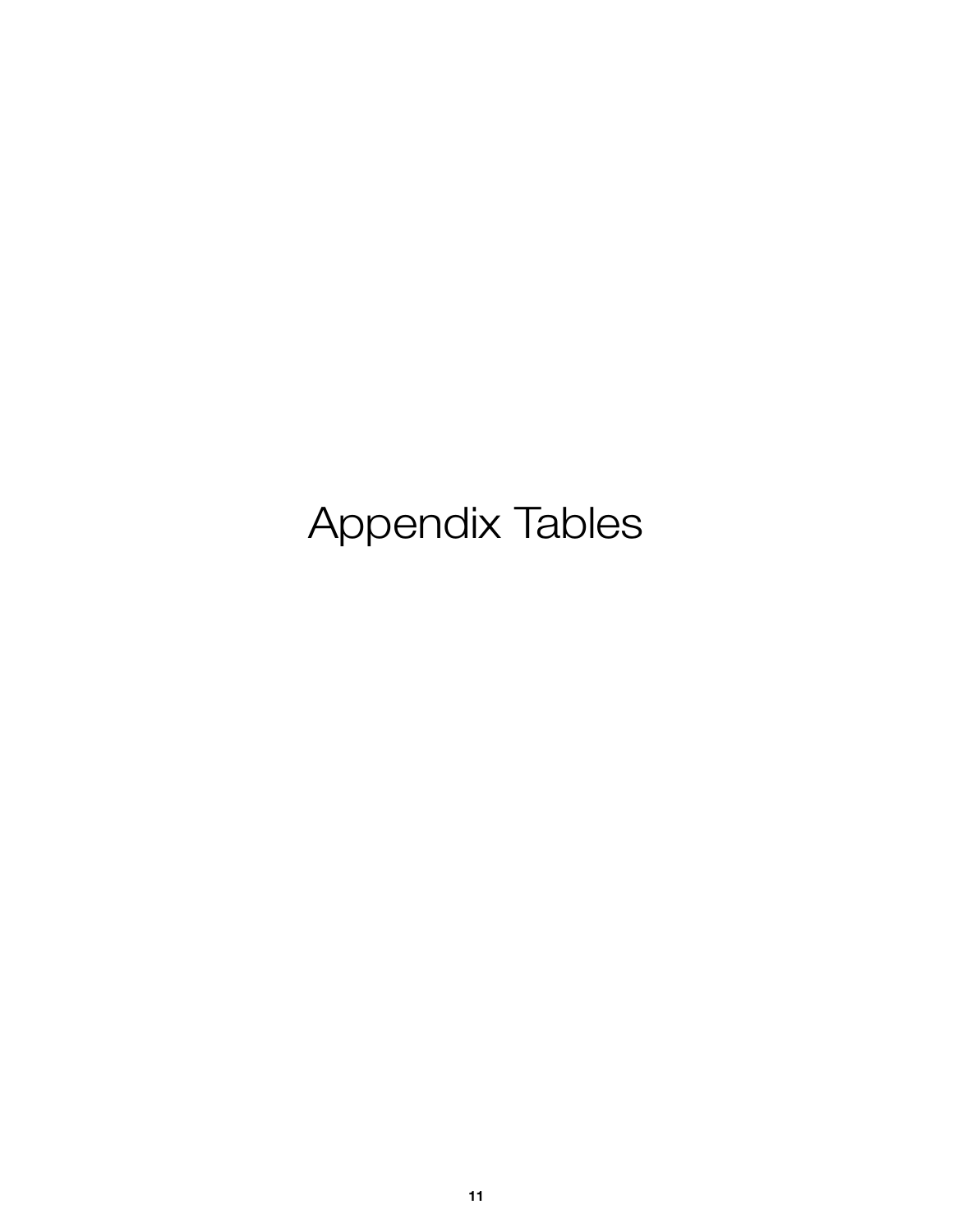# Appendix Tables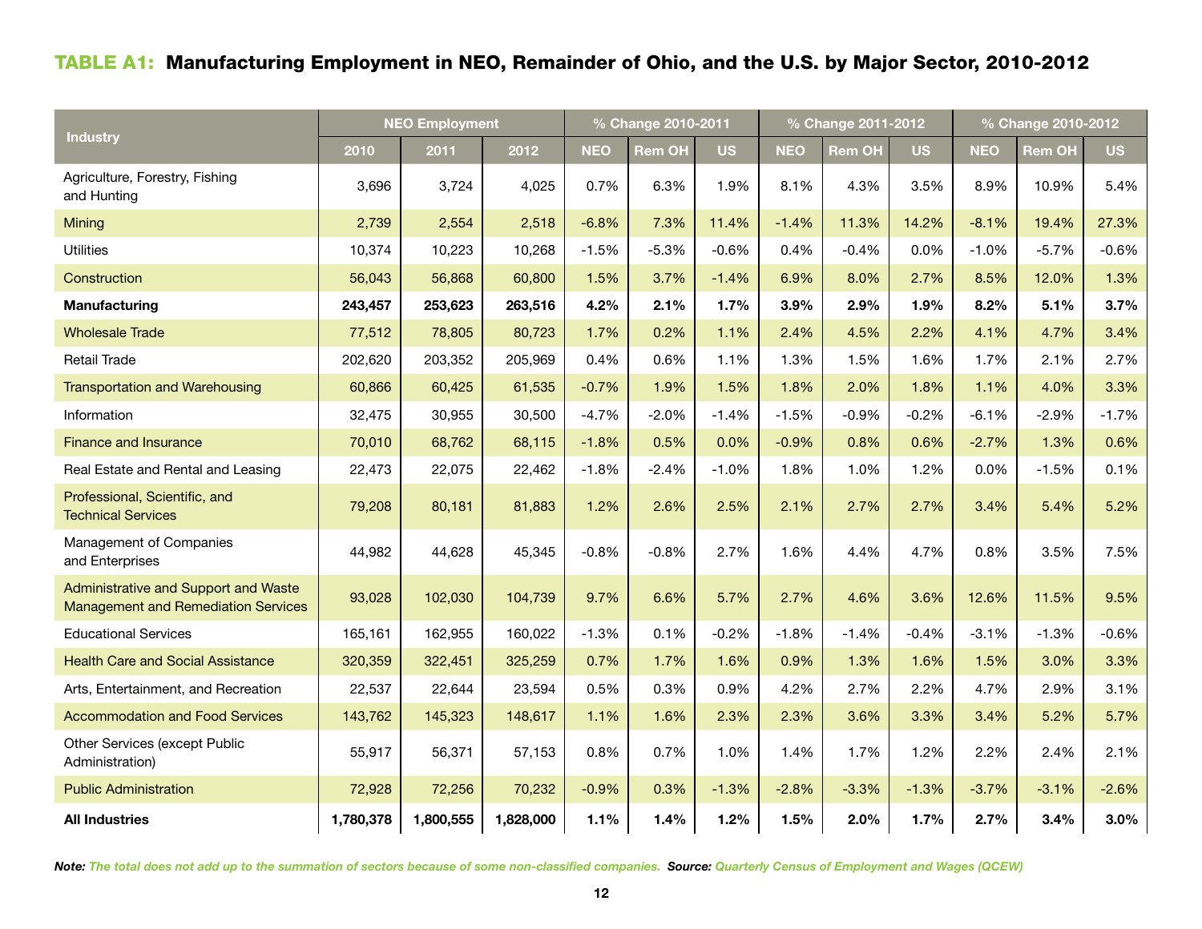## TABLE A1: Manufacturing Employment in NEO, Remainder of Ohio, and the U.S. by Major Sector, 2010-2012

| Industry | NEO Employment | | | % Change 2010-2011 | | | % Change 2011-2012 | | | % Change 2010-2012 | | |
|---|---|---|---|---|---|---|---|---|---|---|---|---|
| | 2010 | 2011 | 2012 | NEO | Rem OH | US | NEO | Rem OH | US | NEO | Rem OH | US |
| Agriculture, Forestry, Fishing and Hunting | 3,696 | 3,724 | 4,025 | 0.7% | 6.3% | 1.9% | 8.1% | 4.3% | 3.5% | 8.9% | 10.9% | 5.4% |
| Mining | 2,739 | 2,554 | 2,518 | -6.8% | 7.3% | 11.4% | -1.4% | 11.3% | 14.2% | -8.1% | 19.4% | 27.3% |
| Utilities | 10,374 | 10,223 | 10,268 | -1.5% | -5.3% | -0.6% | 0.4% | -0.4% | 0.0% | -1.0% | -5.7% | -0.6% |
| Construction | 56,043 | 56,868 | 60,800 | 1.5% | 3.7% | -1.4% | 6.9% | 8.0% | 2.7% | 8.5% | 12.0% | 1.3% |
| **Manufacturing** | **243,457** | **253,623** | **263,516** | **4.2%** | **2.1%** | **1.7%** | **3.9%** | **2.9%** | **1.9%** | **8.2%** | **5.1%** | **3.7%** |
| Wholesale Trade | 77,512 | 78,805 | 80,723 | 1.7% | 0.2% | 1.1% | 2.4% | 4.5% | 2.2% | 4.1% | 4.7% | 3.4% |
| Retail Trade | 202,620 | 203,352 | 205,969 | 0.4% | 0.6% | 1.1% | 1.3% | 1.5% | 1.6% | 1.7% | 2.1% | 2.7% |
| Transportation and Warehousing | 60,866 | 60,425 | 61,535 | -0.7% | 1.9% | 1.5% | 1.8% | 2.0% | 1.8% | 1.1% | 4.0% | 3.3% |
| Information | 32,475 | 30,955 | 30,500 | -4.7% | -2.0% | -1.4% | -1.5% | -0.9% | -0.2% | -6.1% | -2.9% | -1.7% |
| Finance and Insurance | 70,010 | 68,762 | 68,115 | -1.8% | 0.5% | 0.0% | -0.9% | 0.8% | 0.6% | -2.7% | 1.3% | 0.6% |
| Real Estate and Rental and Leasing | 22,473 | 22,075 | 22,462 | -1.8% | -2.4% | -1.0% | 1.8% | 1.0% | 1.2% | 0.0% | -1.5% | 0.1% |
| Professional, Scientific, and Technical Services | 79,208 | 80,181 | 81,883 | 1.2% | 2.6% | 2.5% | 2.1% | 2.7% | 2.7% | 3.4% | 5.4% | 5.2% |
| Management of Companies and Enterprises | 44,982 | 44,628 | 45,345 | -0.8% | -0.8% | 2.7% | 1.6% | 4.4% | 4.7% | 0.8% | 3.5% | 7.5% |
| Administrative and Support and Waste Management and Remediation Services | 93,028 | 102,030 | 104,739 | 9.7% | 6.6% | 5.7% | 2.7% | 4.6% | 3.6% | 12.6% | 11.5% | 9.5% |
| Educational Services | 165,161 | 162,955 | 160,022 | -1.3% | 0.1% | -0.2% | -1.8% | -1.4% | -0.4% | -3.1% | -1.3% | -0.6% |
| Health Care and Social Assistance | 320,359 | 322,451 | 325,259 | 0.7% | 1.7% | 1.6% | 0.9% | 1.3% | 1.6% | 1.5% | 3.0% | 3.3% |
| Arts, Entertainment, and Recreation | 22,537 | 22,644 | 23,594 | 0.5% | 0.3% | 0.9% | 4.2% | 2.7% | 2.2% | 4.7% | 2.9% | 3.1% |
| Accommodation and Food Services | 143,762 | 145,323 | 148,617 | 1.1% | 1.6% | 2.3% | 2.3% | 3.6% | 3.3% | 3.4% | 5.2% | 5.7% |
| Other Services (except Public Administration) | 55,917 | 56,371 | 57,153 | 0.8% | 0.7% | 1.0% | 1.4% | 1.7% | 1.2% | 2.2% | 2.4% | 2.1% |
| Public Administration | 72,928 | 72,256 | 70,232 | -0.9% | 0.3% | -1.3% | -2.8% | -3.3% | -1.3% | -3.7% | -3.1% | -2.6% |
| **All Industries** | **1,780,378** | **1,800,555** | **1,828,000** | **1.1%** | **1.4%** | **1.2%** | **1.5%** | **2.0%** | **1.7%** | **2.7%** | **3.4%** | **3.0%** |

***Note:*** *The total does not add up to the summation of sectors because of some non-classified companies.* ***Source:*** *Quarterly Census of Employment and Wages (QCEW)*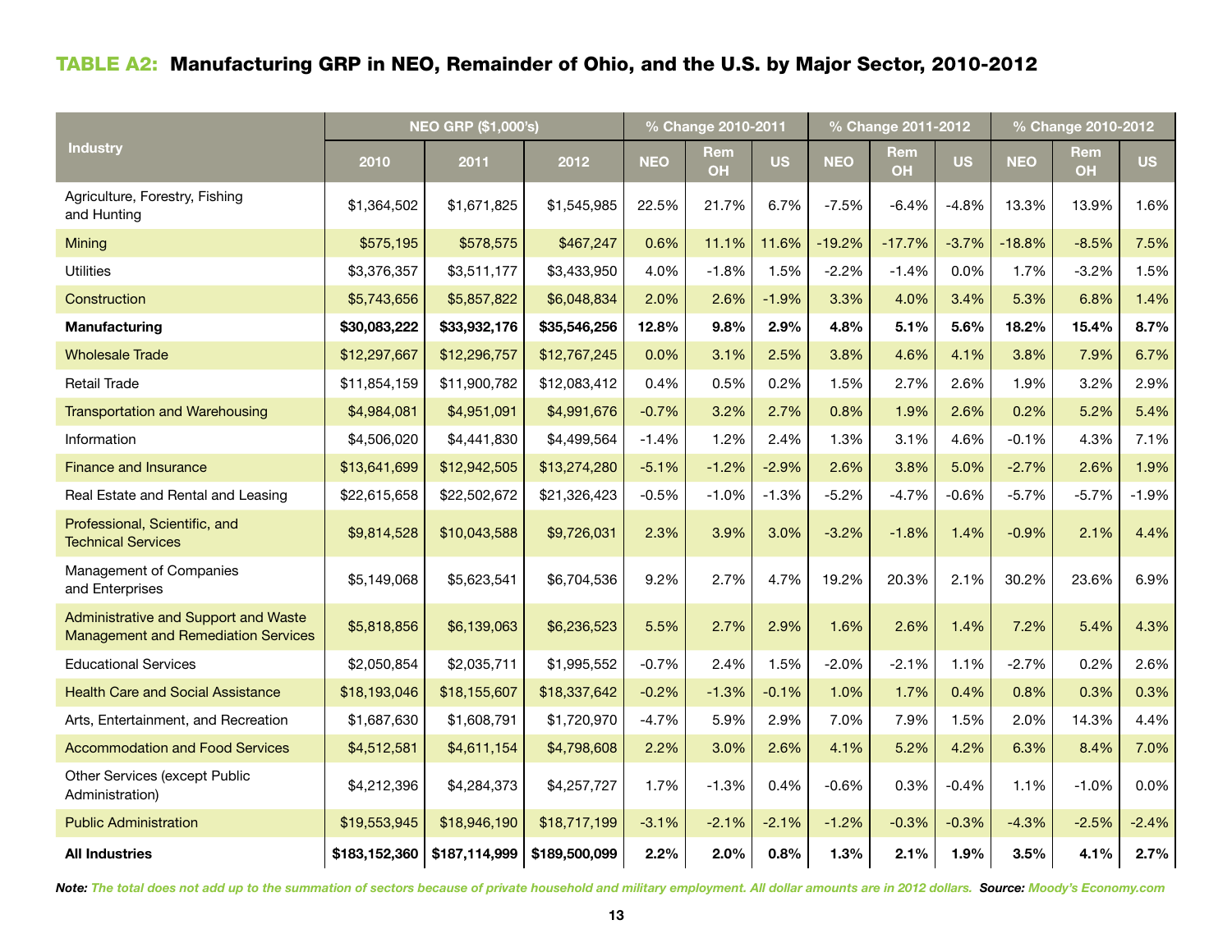## TABLE A2: Manufacturing GRP in NEO, Remainder of Ohio, and the U.S. by Major Sector, 2010-2012

| Industry | NEO GRP ($1,000's) | | | % Change 2010-2011 | | | % Change 2011-2012 | | | % Change 2010-2012 | | |
|---|---|---|---|---|---|---|---|---|---|---|---|---|
| | 2010 | 2011 | 2012 | NEO | Rem OH | US | NEO | Rem OH | US | NEO | Rem OH | US |
| Agriculture, Forestry, Fishing and Hunting | $1,364,502 | $1,671,825 | $1,545,985 | 22.5% | 21.7% | 6.7% | -7.5% | -6.4% | -4.8% | 13.3% | 13.9% | 1.6% |
| Mining | $575,195 | $578,575 | $467,247 | 0.6% | 11.1% | 11.6% | -19.2% | -17.7% | -3.7% | -18.8% | -8.5% | 7.5% |
| Utilities | $3,376,357 | $3,511,177 | $3,433,950 | 4.0% | -1.8% | 1.5% | -2.2% | -1.4% | 0.0% | 1.7% | -3.2% | 1.5% |
| Construction | $5,743,656 | $5,857,822 | $6,048,834 | 2.0% | 2.6% | -1.9% | 3.3% | 4.0% | 3.4% | 5.3% | 6.8% | 1.4% |
| **Manufacturing** | **$30,083,222** | **$33,932,176** | **$35,546,256** | **12.8%** | **9.8%** | **2.9%** | **4.8%** | **5.1%** | **5.6%** | **18.2%** | **15.4%** | **8.7%** |
| Wholesale Trade | $12,297,667 | $12,296,757 | $12,767,245 | 0.0% | 3.1% | 2.5% | 3.8% | 4.6% | 4.1% | 3.8% | 7.9% | 6.7% |
| Retail Trade | $11,854,159 | $11,900,782 | $12,083,412 | 0.4% | 0.5% | 0.2% | 1.5% | 2.7% | 2.6% | 1.9% | 3.2% | 2.9% |
| Transportation and Warehousing | $4,984,081 | $4,951,091 | $4,991,676 | -0.7% | 3.2% | 2.7% | 0.8% | 1.9% | 2.6% | 0.2% | 5.2% | 5.4% |
| Information | $4,506,020 | $4,441,830 | $4,499,564 | -1.4% | 1.2% | 2.4% | 1.3% | 3.1% | 4.6% | -0.1% | 4.3% | 7.1% |
| Finance and Insurance | $13,641,699 | $12,942,505 | $13,274,280 | -5.1% | -1.2% | -2.9% | 2.6% | 3.8% | 5.0% | -2.7% | 2.6% | 1.9% |
| Real Estate and Rental and Leasing | $22,615,658 | $22,502,672 | $21,326,423 | -0.5% | -1.0% | -1.3% | -5.2% | -4.7% | -0.6% | -5.7% | -5.7% | -1.9% |
| Professional, Scientific, and Technical Services | $9,814,528 | $10,043,588 | $9,726,031 | 2.3% | 3.9% | 3.0% | -3.2% | -1.8% | 1.4% | -0.9% | 2.1% | 4.4% |
| Management of Companies and Enterprises | $5,149,068 | $5,623,541 | $6,704,536 | 9.2% | 2.7% | 4.7% | 19.2% | 20.3% | 2.1% | 30.2% | 23.6% | 6.9% |
| Administrative and Support and Waste Management and Remediation Services | $5,818,856 | $6,139,063 | $6,236,523 | 5.5% | 2.7% | 2.9% | 1.6% | 2.6% | 1.4% | 7.2% | 5.4% | 4.3% |
| Educational Services | $2,050,854 | $2,035,711 | $1,995,552 | -0.7% | 2.4% | 1.5% | -2.0% | -2.1% | 1.1% | -2.7% | 0.2% | 2.6% |
| Health Care and Social Assistance | $18,193,046 | $18,155,607 | $18,337,642 | -0.2% | -1.3% | -0.1% | 1.0% | 1.7% | 0.4% | 0.8% | 0.3% | 0.3% |
| Arts, Entertainment, and Recreation | $1,687,630 | $1,608,791 | $1,720,970 | -4.7% | 5.9% | 2.9% | 7.0% | 7.9% | 1.5% | 2.0% | 14.3% | 4.4% |
| Accommodation and Food Services | $4,512,581 | $4,611,154 | $4,798,608 | 2.2% | 3.0% | 2.6% | 4.1% | 5.2% | 4.2% | 6.3% | 8.4% | 7.0% |
| Other Services (except Public Administration) | $4,212,396 | $4,284,373 | $4,257,727 | 1.7% | -1.3% | 0.4% | -0.6% | 0.3% | -0.4% | 1.1% | -1.0% | 0.0% |
| Public Administration | $19,553,945 | $18,946,190 | $18,717,199 | -3.1% | -2.1% | -2.1% | -1.2% | -0.3% | -0.3% | -4.3% | -2.5% | -2.4% |
| **All Industries** | **$183,152,360** | **$187,114,999** | **$189,500,099** | **2.2%** | **2.0%** | **0.8%** | **1.3%** | **2.1%** | **1.9%** | **3.5%** | **4.1%** | **2.7%** |

***Note:*** *The total does not add up to the summation of sectors because of private household and military employment. All dollar amounts are in 2012 dollars.* ***Source:*** *Moody's Economy.com*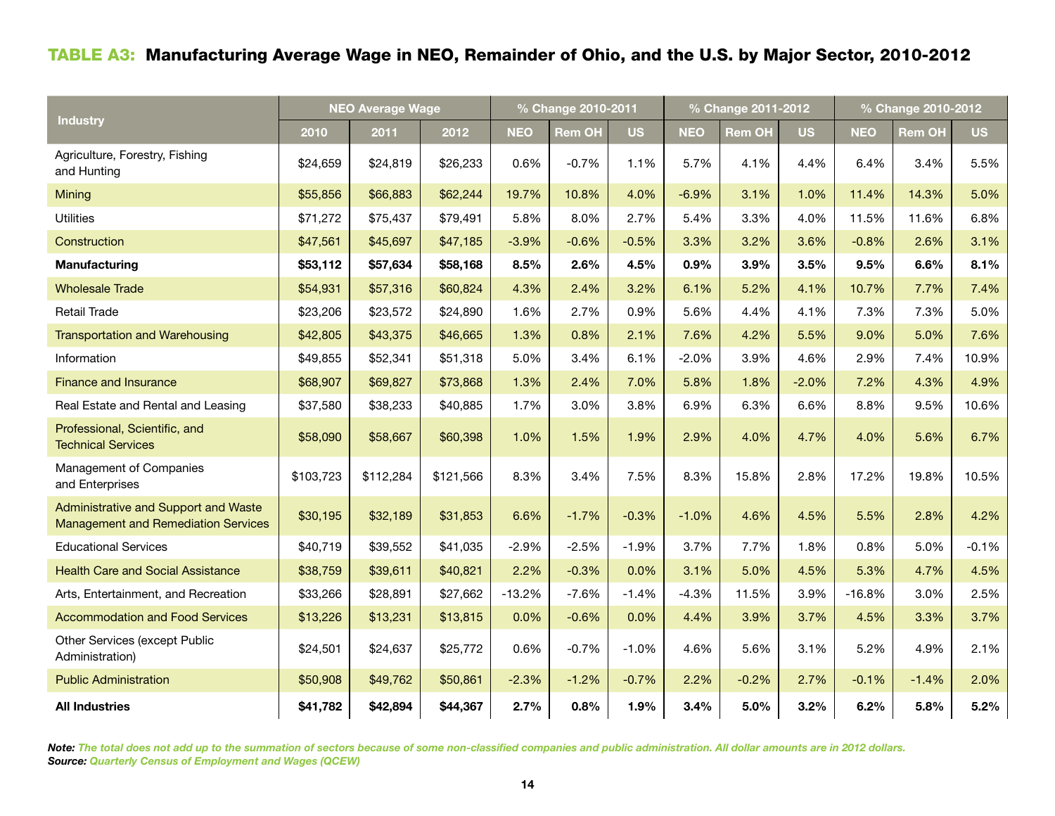## TABLE A3: Manufacturing Average Wage in NEO, Remainder of Ohio, and the U.S. by Major Sector, 2010-2012

| Industry | NEO Average Wage | | | % Change 2010-2011 | | | % Change 2011-2012 | | | % Change 2010-2012 | | |
|---|---|---|---|---|---|---|---|---|---|---|---|---|
| | 2010 | 2011 | 2012 | NEO | Rem OH | US | NEO | Rem OH | US | NEO | Rem OH | US |
| Agriculture, Forestry, Fishing and Hunting | $24,659 | $24,819 | $26,233 | 0.6% | -0.7% | 1.1% | 5.7% | 4.1% | 4.4% | 6.4% | 3.4% | 5.5% |
| Mining | $55,856 | $66,883 | $62,244 | 19.7% | 10.8% | 4.0% | -6.9% | 3.1% | 1.0% | 11.4% | 14.3% | 5.0% |
| Utilities | $71,272 | $75,437 | $79,491 | 5.8% | 8.0% | 2.7% | 5.4% | 3.3% | 4.0% | 11.5% | 11.6% | 6.8% |
| Construction | $47,561 | $45,697 | $47,185 | -3.9% | -0.6% | -0.5% | 3.3% | 3.2% | 3.6% | -0.8% | 2.6% | 3.1% |
| **Manufacturing** | **$53,112** | **$57,634** | **$58,168** | **8.5%** | **2.6%** | **4.5%** | **0.9%** | **3.9%** | **3.5%** | **9.5%** | **6.6%** | **8.1%** |
| Wholesale Trade | $54,931 | $57,316 | $60,824 | 4.3% | 2.4% | 3.2% | 6.1% | 5.2% | 4.1% | 10.7% | 7.7% | 7.4% |
| Retail Trade | $23,206 | $23,572 | $24,890 | 1.6% | 2.7% | 0.9% | 5.6% | 4.4% | 4.1% | 7.3% | 7.3% | 5.0% |
| Transportation and Warehousing | $42,805 | $43,375 | $46,665 | 1.3% | 0.8% | 2.1% | 7.6% | 4.2% | 5.5% | 9.0% | 5.0% | 7.6% |
| Information | $49,855 | $52,341 | $51,318 | 5.0% | 3.4% | 6.1% | -2.0% | 3.9% | 4.6% | 2.9% | 7.4% | 10.9% |
| Finance and Insurance | $68,907 | $69,827 | $73,868 | 1.3% | 2.4% | 7.0% | 5.8% | 1.8% | -2.0% | 7.2% | 4.3% | 4.9% |
| Real Estate and Rental and Leasing | $37,580 | $38,233 | $40,885 | 1.7% | 3.0% | 3.8% | 6.9% | 6.3% | 6.6% | 8.8% | 9.5% | 10.6% |
| Professional, Scientific, and Technical Services | $58,090 | $58,667 | $60,398 | 1.0% | 1.5% | 1.9% | 2.9% | 4.0% | 4.7% | 4.0% | 5.6% | 6.7% |
| Management of Companies and Enterprises | $103,723 | $112,284 | $121,566 | 8.3% | 3.4% | 7.5% | 8.3% | 15.8% | 2.8% | 17.2% | 19.8% | 10.5% |
| Administrative and Support and Waste Management and Remediation Services | $30,195 | $32,189 | $31,853 | 6.6% | -1.7% | -0.3% | -1.0% | 4.6% | 4.5% | 5.5% | 2.8% | 4.2% |
| Educational Services | $40,719 | $39,552 | $41,035 | -2.9% | -2.5% | -1.9% | 3.7% | 7.7% | 1.8% | 0.8% | 5.0% | -0.1% |
| Health Care and Social Assistance | $38,759 | $39,611 | $40,821 | 2.2% | -0.3% | 0.0% | 3.1% | 5.0% | 4.5% | 5.3% | 4.7% | 4.5% |
| Arts, Entertainment, and Recreation | $33,266 | $28,891 | $27,662 | -13.2% | -7.6% | -1.4% | -4.3% | 11.5% | 3.9% | -16.8% | 3.0% | 2.5% |
| Accommodation and Food Services | $13,226 | $13,231 | $13,815 | 0.0% | -0.6% | 0.0% | 4.4% | 3.9% | 3.7% | 4.5% | 3.3% | 3.7% |
| Other Services (except Public Administration) | $24,501 | $24,637 | $25,772 | 0.6% | -0.7% | -1.0% | 4.6% | 5.6% | 3.1% | 5.2% | 4.9% | 2.1% |
| Public Administration | $50,908 | $49,762 | $50,861 | -2.3% | -1.2% | -0.7% | 2.2% | -0.2% | 2.7% | -0.1% | -1.4% | 2.0% |
| **All Industries** | **$41,782** | **$42,894** | **$44,367** | **2.7%** | **0.8%** | **1.9%** | **3.4%** | **5.0%** | **3.2%** | **6.2%** | **5.8%** | **5.2%** |

***Note:*** *The total does not add up to the summation of sectors because of some non-classified companies and public administration. All dollar amounts are in 2012 dollars.*
***Source:*** *Quarterly Census of Employment and Wages (QCEW)*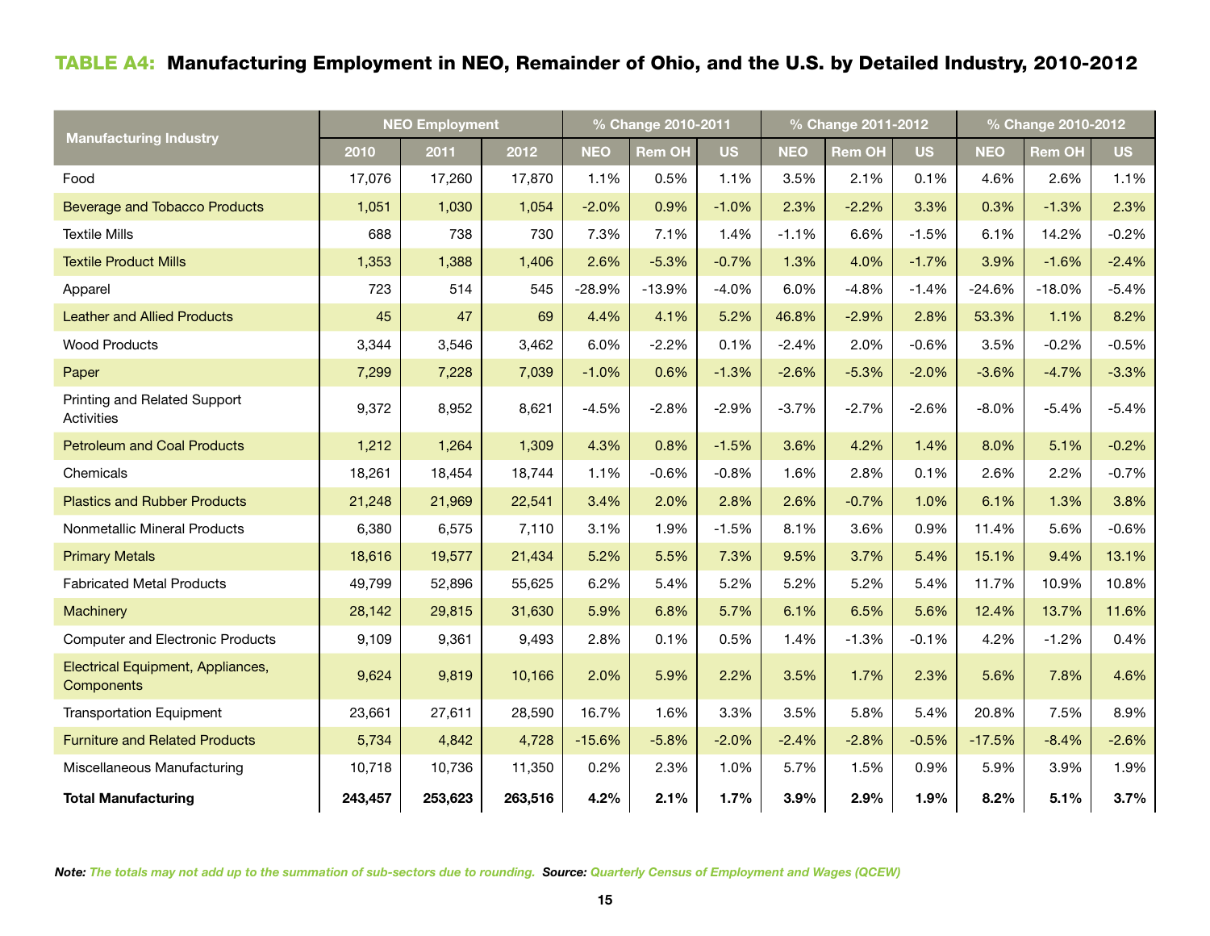## TABLE A4: Manufacturing Employment in NEO, Remainder of Ohio, and the U.S. by Detailed Industry, 2010-2012

| Manufacturing Industry | NEO Employment | | | % Change 2010-2011 | | | % Change 2011-2012 | | | % Change 2010-2012 | | |
|---|---|---|---|---|---|---|---|---|---|---|---|---|
| | 2010 | 2011 | 2012 | NEO | Rem OH | US | NEO | Rem OH | US | NEO | Rem OH | US |
| Food | 17,076 | 17,260 | 17,870 | 1.1% | 0.5% | 1.1% | 3.5% | 2.1% | 0.1% | 4.6% | 2.6% | 1.1% |
| Beverage and Tobacco Products | 1,051 | 1,030 | 1,054 | -2.0% | 0.9% | -1.0% | 2.3% | -2.2% | 3.3% | 0.3% | -1.3% | 2.3% |
| Textile Mills | 688 | 738 | 730 | 7.3% | 7.1% | 1.4% | -1.1% | 6.6% | -1.5% | 6.1% | 14.2% | -0.2% |
| Textile Product Mills | 1,353 | 1,388 | 1,406 | 2.6% | -5.3% | -0.7% | 1.3% | 4.0% | -1.7% | 3.9% | -1.6% | -2.4% |
| Apparel | 723 | 514 | 545 | -28.9% | -13.9% | -4.0% | 6.0% | -4.8% | -1.4% | -24.6% | -18.0% | -5.4% |
| Leather and Allied Products | 45 | 47 | 69 | 4.4% | 4.1% | 5.2% | 46.8% | -2.9% | 2.8% | 53.3% | 1.1% | 8.2% |
| Wood Products | 3,344 | 3,546 | 3,462 | 6.0% | -2.2% | 0.1% | -2.4% | 2.0% | -0.6% | 3.5% | -0.2% | -0.5% |
| Paper | 7,299 | 7,228 | 7,039 | -1.0% | 0.6% | -1.3% | -2.6% | -5.3% | -2.0% | -3.6% | -4.7% | -3.3% |
| Printing and Related Support Activities | 9,372 | 8,952 | 8,621 | -4.5% | -2.8% | -2.9% | -3.7% | -2.7% | -2.6% | -8.0% | -5.4% | -5.4% |
| Petroleum and Coal Products | 1,212 | 1,264 | 1,309 | 4.3% | 0.8% | -1.5% | 3.6% | 4.2% | 1.4% | 8.0% | 5.1% | -0.2% |
| Chemicals | 18,261 | 18,454 | 18,744 | 1.1% | -0.6% | -0.8% | 1.6% | 2.8% | 0.1% | 2.6% | 2.2% | -0.7% |
| Plastics and Rubber Products | 21,248 | 21,969 | 22,541 | 3.4% | 2.0% | 2.8% | 2.6% | -0.7% | 1.0% | 6.1% | 1.3% | 3.8% |
| Nonmetallic Mineral Products | 6,380 | 6,575 | 7,110 | 3.1% | 1.9% | -1.5% | 8.1% | 3.6% | 0.9% | 11.4% | 5.6% | -0.6% |
| Primary Metals | 18,616 | 19,577 | 21,434 | 5.2% | 5.5% | 7.3% | 9.5% | 3.7% | 5.4% | 15.1% | 9.4% | 13.1% |
| Fabricated Metal Products | 49,799 | 52,896 | 55,625 | 6.2% | 5.4% | 5.2% | 5.2% | 5.2% | 5.4% | 11.7% | 10.9% | 10.8% |
| Machinery | 28,142 | 29,815 | 31,630 | 5.9% | 6.8% | 5.7% | 6.1% | 6.5% | 5.6% | 12.4% | 13.7% | 11.6% |
| Computer and Electronic Products | 9,109 | 9,361 | 9,493 | 2.8% | 0.1% | 0.5% | 1.4% | -1.3% | -0.1% | 4.2% | -1.2% | 0.4% |
| Electrical Equipment, Appliances, Components | 9,624 | 9,819 | 10,166 | 2.0% | 5.9% | 2.2% | 3.5% | 1.7% | 2.3% | 5.6% | 7.8% | 4.6% |
| Transportation Equipment | 23,661 | 27,611 | 28,590 | 16.7% | 1.6% | 3.3% | 3.5% | 5.8% | 5.4% | 20.8% | 7.5% | 8.9% |
| Furniture and Related Products | 5,734 | 4,842 | 4,728 | -15.6% | -5.8% | -2.0% | -2.4% | -2.8% | -0.5% | -17.5% | -8.4% | -2.6% |
| Miscellaneous Manufacturing | 10,718 | 10,736 | 11,350 | 0.2% | 2.3% | 1.0% | 5.7% | 1.5% | 0.9% | 5.9% | 3.9% | 1.9% |
| **Total Manufacturing** | **243,457** | **253,623** | **263,516** | **4.2%** | **2.1%** | **1.7%** | **3.9%** | **2.9%** | **1.9%** | **8.2%** | **5.1%** | **3.7%** |

***Note:*** *The totals may not add up to the summation of sub-sectors due to rounding.* ***Source:*** *Quarterly Census of Employment and Wages (QCEW)*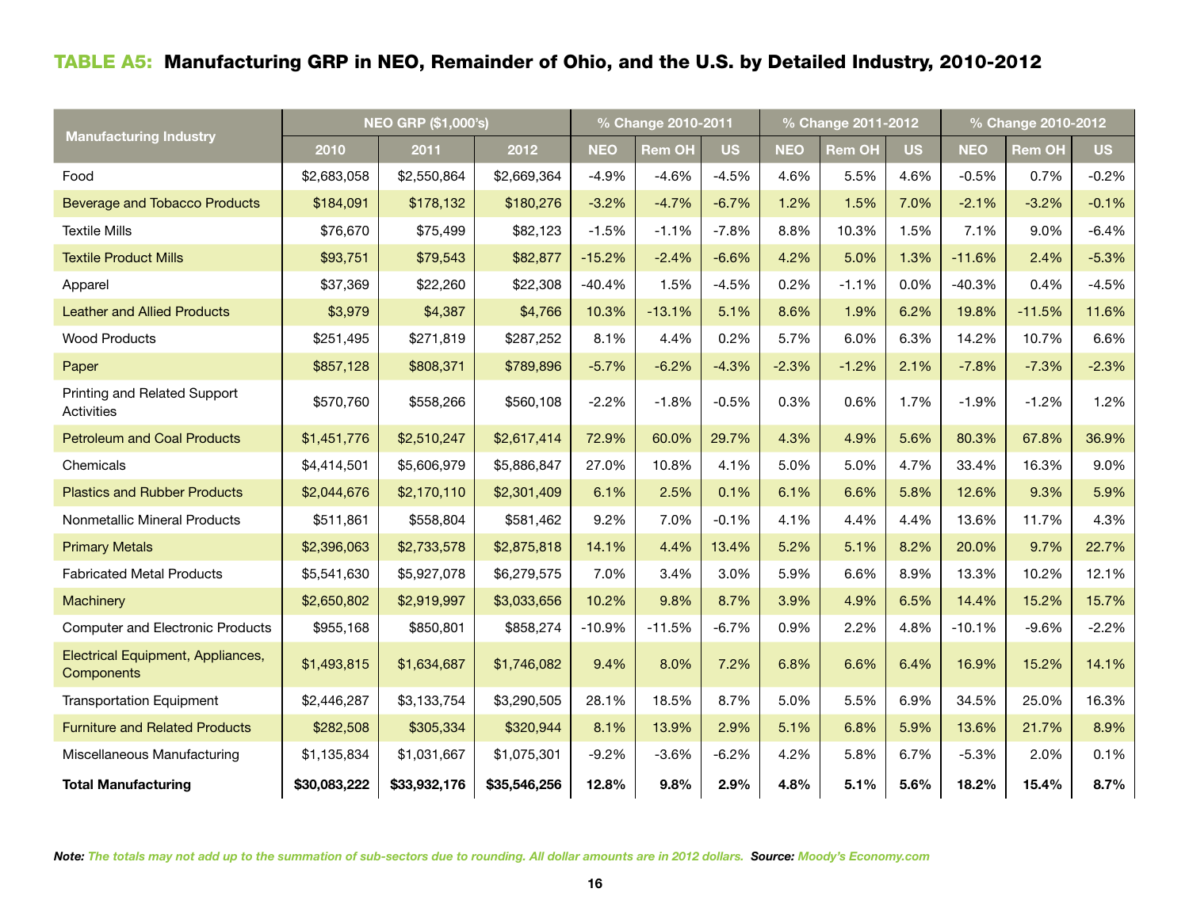## TABLE A5: Manufacturing GRP in NEO, Remainder of Ohio, and the U.S. by Detailed Industry, 2010-2012

| Manufacturing Industry | NEO GRP ($1,000's) | | | % Change 2010-2011 | | | % Change 2011-2012 | | | % Change 2010-2012 | | |
|---|---|---|---|---|---|---|---|---|---|---|---|---|
| | 2010 | 2011 | 2012 | NEO | Rem OH | US | NEO | Rem OH | US | NEO | Rem OH | US |
| Food | $2,683,058 | $2,550,864 | $2,669,364 | -4.9% | -4.6% | -4.5% | 4.6% | 5.5% | 4.6% | -0.5% | 0.7% | -0.2% |
| Beverage and Tobacco Products | $184,091 | $178,132 | $180,276 | -3.2% | -4.7% | -6.7% | 1.2% | 1.5% | 7.0% | -2.1% | -3.2% | -0.1% |
| Textile Mills | $76,670 | $75,499 | $82,123 | -1.5% | -1.1% | -7.8% | 8.8% | 10.3% | 1.5% | 7.1% | 9.0% | -6.4% |
| Textile Product Mills | $93,751 | $79,543 | $82,877 | -15.2% | -2.4% | -6.6% | 4.2% | 5.0% | 1.3% | -11.6% | 2.4% | -5.3% |
| Apparel | $37,369 | $22,260 | $22,308 | -40.4% | 1.5% | -4.5% | 0.2% | -1.1% | 0.0% | -40.3% | 0.4% | -4.5% |
| Leather and Allied Products | $3,979 | $4,387 | $4,766 | 10.3% | -13.1% | 5.1% | 8.6% | 1.9% | 6.2% | 19.8% | -11.5% | 11.6% |
| Wood Products | $251,495 | $271,819 | $287,252 | 8.1% | 4.4% | 0.2% | 5.7% | 6.0% | 6.3% | 14.2% | 10.7% | 6.6% |
| Paper | $857,128 | $808,371 | $789,896 | -5.7% | -6.2% | -4.3% | -2.3% | -1.2% | 2.1% | -7.8% | -7.3% | -2.3% |
| Printing and Related Support Activities | $570,760 | $558,266 | $560,108 | -2.2% | -1.8% | -0.5% | 0.3% | 0.6% | 1.7% | -1.9% | -1.2% | 1.2% |
| Petroleum and Coal Products | $1,451,776 | $2,510,247 | $2,617,414 | 72.9% | 60.0% | 29.7% | 4.3% | 4.9% | 5.6% | 80.3% | 67.8% | 36.9% |
| Chemicals | $4,414,501 | $5,606,979 | $5,886,847 | 27.0% | 10.8% | 4.1% | 5.0% | 5.0% | 4.7% | 33.4% | 16.3% | 9.0% |
| Plastics and Rubber Products | $2,044,676 | $2,170,110 | $2,301,409 | 6.1% | 2.5% | 0.1% | 6.1% | 6.6% | 5.8% | 12.6% | 9.3% | 5.9% |
| Nonmetallic Mineral Products | $511,861 | $558,804 | $581,462 | 9.2% | 7.0% | -0.1% | 4.1% | 4.4% | 4.4% | 13.6% | 11.7% | 4.3% |
| Primary Metals | $2,396,063 | $2,733,578 | $2,875,818 | 14.1% | 4.4% | 13.4% | 5.2% | 5.1% | 8.2% | 20.0% | 9.7% | 22.7% |
| Fabricated Metal Products | $5,541,630 | $5,927,078 | $6,279,575 | 7.0% | 3.4% | 3.0% | 5.9% | 6.6% | 8.9% | 13.3% | 10.2% | 12.1% |
| Machinery | $2,650,802 | $2,919,997 | $3,033,656 | 10.2% | 9.8% | 8.7% | 3.9% | 4.9% | 6.5% | 14.4% | 15.2% | 15.7% |
| Computer and Electronic Products | $955,168 | $850,801 | $858,274 | -10.9% | -11.5% | -6.7% | 0.9% | 2.2% | 4.8% | -10.1% | -9.6% | -2.2% |
| Electrical Equipment, Appliances, Components | $1,493,815 | $1,634,687 | $1,746,082 | 9.4% | 8.0% | 7.2% | 6.8% | 6.6% | 6.4% | 16.9% | 15.2% | 14.1% |
| Transportation Equipment | $2,446,287 | $3,133,754 | $3,290,505 | 28.1% | 18.5% | 8.7% | 5.0% | 5.5% | 6.9% | 34.5% | 25.0% | 16.3% |
| Furniture and Related Products | $282,508 | $305,334 | $320,944 | 8.1% | 13.9% | 2.9% | 5.1% | 6.8% | 5.9% | 13.6% | 21.7% | 8.9% |
| Miscellaneous Manufacturing | $1,135,834 | $1,031,667 | $1,075,301 | -9.2% | -3.6% | -6.2% | 4.2% | 5.8% | 6.7% | -5.3% | 2.0% | 0.1% |
| **Total Manufacturing** | **$30,083,222** | **$33,932,176** | **$35,546,256** | **12.8%** | **9.8%** | **2.9%** | **4.8%** | **5.1%** | **5.6%** | **18.2%** | **15.4%** | **8.7%** |

***Note:*** *The totals may not add up to the summation of sub-sectors due to rounding. All dollar amounts are in 2012 dollars.* ***Source:*** *Moody's Economy.com*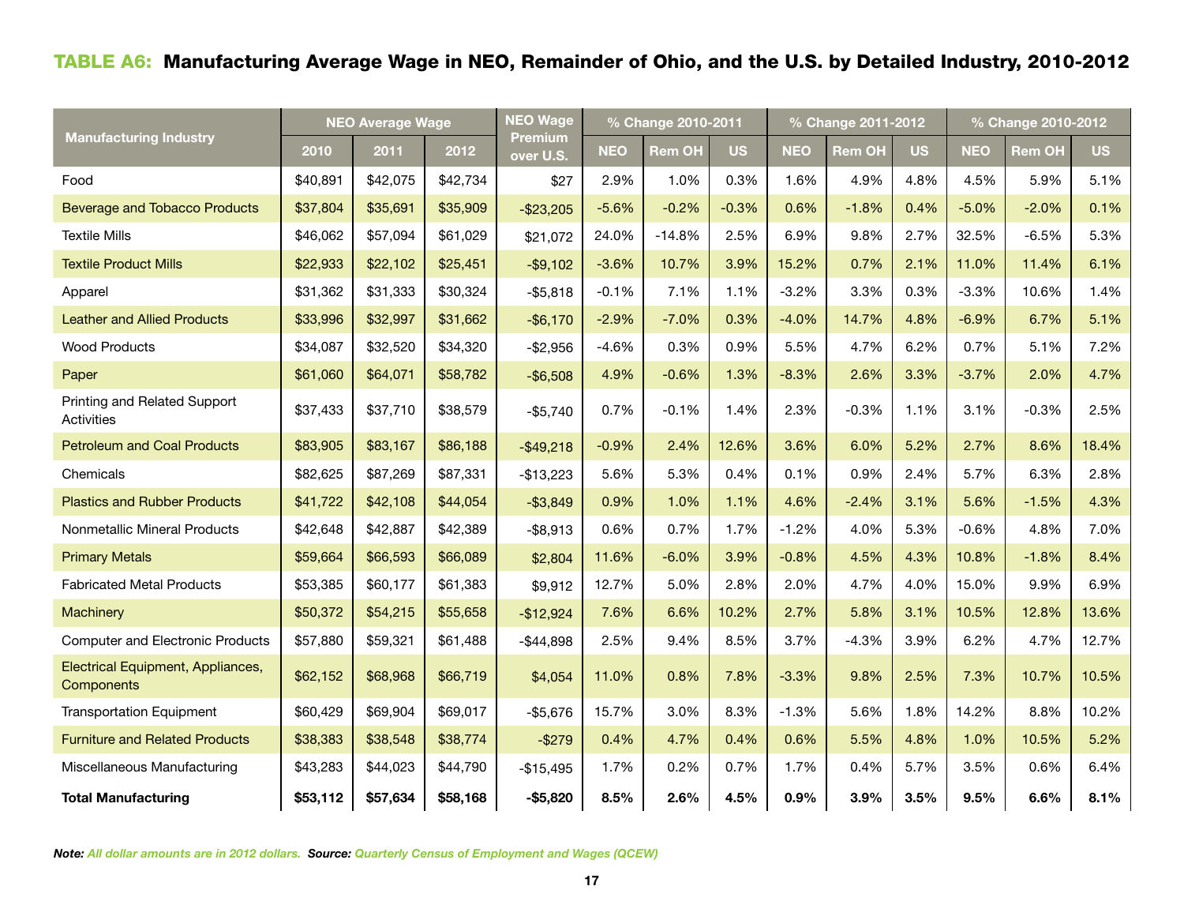## TABLE A6: Manufacturing Average Wage in NEO, Remainder of Ohio, and the U.S. by Detailed Industry, 2010-2012

| Manufacturing Industry | NEO Average Wage | | | NEO Wage Premium over U.S. | % Change 2010-2011 | | | % Change 2011-2012 | | | % Change 2010-2012 | | |
|---|---|---|---|---|---|---|---|---|---|---|---|---|---|
| | 2010 | 2011 | 2012 | | NEO | Rem OH | US | NEO | Rem OH | US | NEO | Rem OH | US |
| Food | $40,891 | $42,075 | $42,734 | $27 | 2.9% | 1.0% | 0.3% | 1.6% | 4.9% | 4.8% | 4.5% | 5.9% | 5.1% |
| Beverage and Tobacco Products | $37,804 | $35,691 | $35,909 | -$23,205 | -5.6% | -0.2% | -0.3% | 0.6% | -1.8% | 0.4% | -5.0% | -2.0% | 0.1% |
| Textile Mills | $46,062 | $57,094 | $61,029 | $21,072 | 24.0% | -14.8% | 2.5% | 6.9% | 9.8% | 2.7% | 32.5% | -6.5% | 5.3% |
| Textile Product Mills | $22,933 | $22,102 | $25,451 | -$9,102 | -3.6% | 10.7% | 3.9% | 15.2% | 0.7% | 2.1% | 11.0% | 11.4% | 6.1% |
| Apparel | $31,362 | $31,333 | $30,324 | -$5,818 | -0.1% | 7.1% | 1.1% | -3.2% | 3.3% | 0.3% | -3.3% | 10.6% | 1.4% |
| Leather and Allied Products | $33,996 | $32,997 | $31,662 | -$6,170 | -2.9% | -7.0% | 0.3% | -4.0% | 14.7% | 4.8% | -6.9% | 6.7% | 5.1% |
| Wood Products | $34,087 | $32,520 | $34,320 | -$2,956 | -4.6% | 0.3% | 0.9% | 5.5% | 4.7% | 6.2% | 0.7% | 5.1% | 7.2% |
| Paper | $61,060 | $64,071 | $58,782 | -$6,508 | 4.9% | -0.6% | 1.3% | -8.3% | 2.6% | 3.3% | -3.7% | 2.0% | 4.7% |
| Printing and Related Support Activities | $37,433 | $37,710 | $38,579 | -$5,740 | 0.7% | -0.1% | 1.4% | 2.3% | -0.3% | 1.1% | 3.1% | -0.3% | 2.5% |
| Petroleum and Coal Products | $83,905 | $83,167 | $86,188 | -$49,218 | -0.9% | 2.4% | 12.6% | 3.6% | 6.0% | 5.2% | 2.7% | 8.6% | 18.4% |
| Chemicals | $82,625 | $87,269 | $87,331 | -$13,223 | 5.6% | 5.3% | 0.4% | 0.1% | 0.9% | 2.4% | 5.7% | 6.3% | 2.8% |
| Plastics and Rubber Products | $41,722 | $42,108 | $44,054 | -$3,849 | 0.9% | 1.0% | 1.1% | 4.6% | -2.4% | 3.1% | 5.6% | -1.5% | 4.3% |
| Nonmetallic Mineral Products | $42,648 | $42,887 | $42,389 | -$8,913 | 0.6% | 0.7% | 1.7% | -1.2% | 4.0% | 5.3% | -0.6% | 4.8% | 7.0% |
| Primary Metals | $59,664 | $66,593 | $66,089 | $2,804 | 11.6% | -6.0% | 3.9% | -0.8% | 4.5% | 4.3% | 10.8% | -1.8% | 8.4% |
| Fabricated Metal Products | $53,385 | $60,177 | $61,383 | $9,912 | 12.7% | 5.0% | 2.8% | 2.0% | 4.7% | 4.0% | 15.0% | 9.9% | 6.9% |
| Machinery | $50,372 | $54,215 | $55,658 | -$12,924 | 7.6% | 6.6% | 10.2% | 2.7% | 5.8% | 3.1% | 10.5% | 12.8% | 13.6% |
| Computer and Electronic Products | $57,880 | $59,321 | $61,488 | -$44,898 | 2.5% | 9.4% | 8.5% | 3.7% | -4.3% | 3.9% | 6.2% | 4.7% | 12.7% |
| Electrical Equipment, Appliances, Components | $62,152 | $68,968 | $66,719 | $4,054 | 11.0% | 0.8% | 7.8% | -3.3% | 9.8% | 2.5% | 7.3% | 10.7% | 10.5% |
| Transportation Equipment | $60,429 | $69,904 | $69,017 | -$5,676 | 15.7% | 3.0% | 8.3% | -1.3% | 5.6% | 1.8% | 14.2% | 8.8% | 10.2% |
| Furniture and Related Products | $38,383 | $38,548 | $38,774 | -$279 | 0.4% | 4.7% | 0.4% | 0.6% | 5.5% | 4.8% | 1.0% | 10.5% | 5.2% |
| Miscellaneous Manufacturing | $43,283 | $44,023 | $44,790 | -$15,495 | 1.7% | 0.2% | 0.7% | 1.7% | 0.4% | 5.7% | 3.5% | 0.6% | 6.4% |
| **Total Manufacturing** | **$53,112** | **$57,634** | **$58,168** | **-$5,820** | **8.5%** | **2.6%** | **4.5%** | **0.9%** | **3.9%** | **3.5%** | **9.5%** | **6.6%** | **8.1%** |

***Note:*** *All dollar amounts are in 2012 dollars.* ***Source:*** *Quarterly Census of Employment and Wages (QCEW)*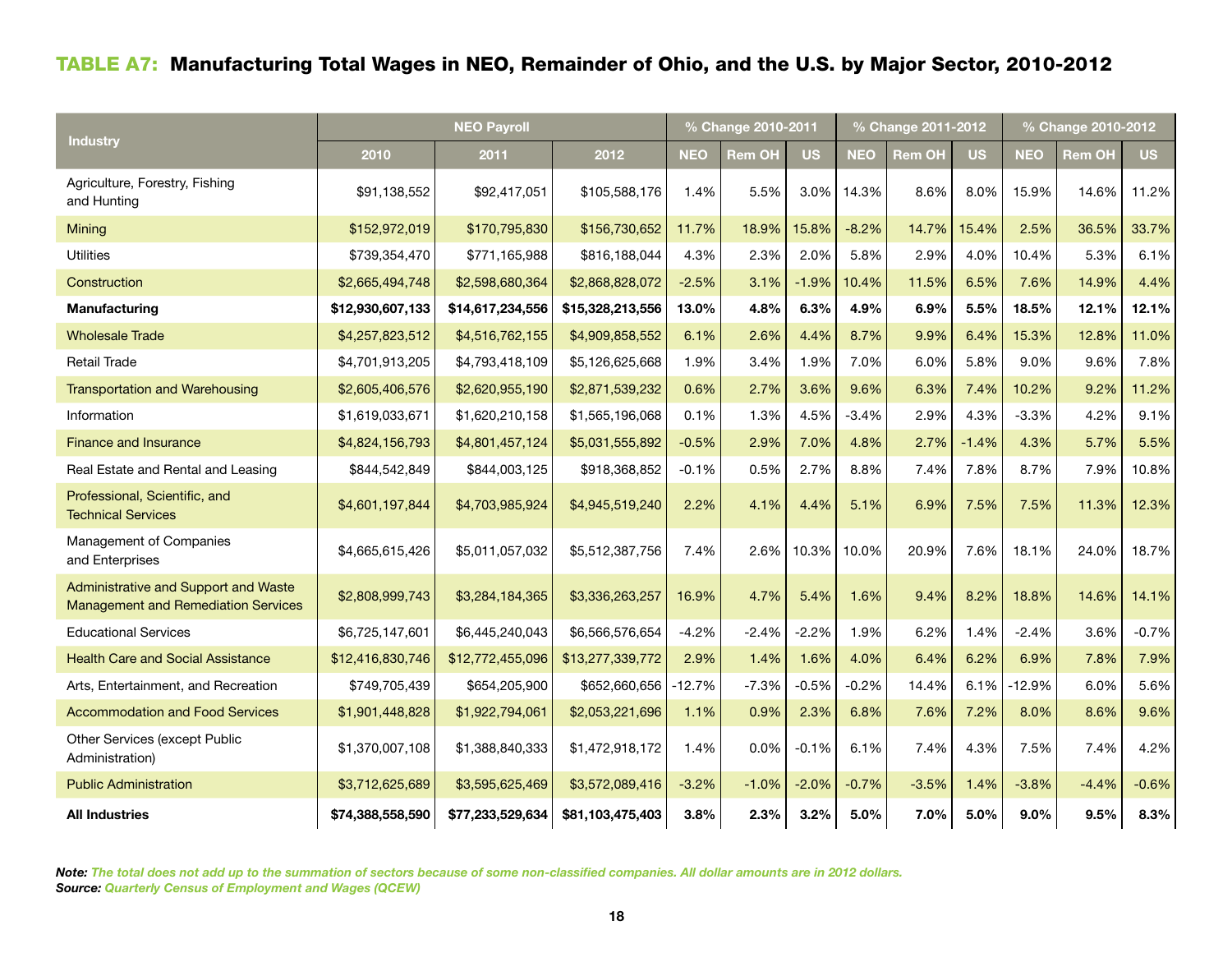## TABLE A7: Manufacturing Total Wages in NEO, Remainder of Ohio, and the U.S. by Major Sector, 2010-2012

| Industry | NEO Payroll | | | % Change 2010-2011 | | | % Change 2011-2012 | | | % Change 2010-2012 | | |
|---|---|---|---|---|---|---|---|---|---|---|---|---|
| | 2010 | 2011 | 2012 | NEO | Rem OH | US | NEO | Rem OH | US | NEO | Rem OH | US |
| Agriculture, Forestry, Fishing and Hunting | $91,138,552 | $92,417,051 | $105,588,176 | 1.4% | 5.5% | 3.0% | 14.3% | 8.6% | 8.0% | 15.9% | 14.6% | 11.2% |
| Mining | $152,972,019 | $170,795,830 | $156,730,652 | 11.7% | 18.9% | 15.8% | -8.2% | 14.7% | 15.4% | 2.5% | 36.5% | 33.7% |
| Utilities | $739,354,470 | $771,165,988 | $816,188,044 | 4.3% | 2.3% | 2.0% | 5.8% | 2.9% | 4.0% | 10.4% | 5.3% | 6.1% |
| Construction | $2,665,494,748 | $2,598,680,364 | $2,868,828,072 | -2.5% | 3.1% | -1.9% | 10.4% | 11.5% | 6.5% | 7.6% | 14.9% | 4.4% |
| **Manufacturing** | **$12,930,607,133** | **$14,617,234,556** | **$15,328,213,556** | **13.0%** | **4.8%** | **6.3%** | **4.9%** | **6.9%** | **5.5%** | **18.5%** | **12.1%** | **12.1%** |
| Wholesale Trade | $4,257,823,512 | $4,516,762,155 | $4,909,858,552 | 6.1% | 2.6% | 4.4% | 8.7% | 9.9% | 6.4% | 15.3% | 12.8% | 11.0% |
| Retail Trade | $4,701,913,205 | $4,793,418,109 | $5,126,625,668 | 1.9% | 3.4% | 1.9% | 7.0% | 6.0% | 5.8% | 9.0% | 9.6% | 7.8% |
| Transportation and Warehousing | $2,605,406,576 | $2,620,955,190 | $2,871,539,232 | 0.6% | 2.7% | 3.6% | 9.6% | 6.3% | 7.4% | 10.2% | 9.2% | 11.2% |
| Information | $1,619,033,671 | $1,620,210,158 | $1,565,196,068 | 0.1% | 1.3% | 4.5% | -3.4% | 2.9% | 4.3% | -3.3% | 4.2% | 9.1% |
| Finance and Insurance | $4,824,156,793 | $4,801,457,124 | $5,031,555,892 | -0.5% | 2.9% | 7.0% | 4.8% | 2.7% | -1.4% | 4.3% | 5.7% | 5.5% |
| Real Estate and Rental and Leasing | $844,542,849 | $844,003,125 | $918,368,852 | -0.1% | 0.5% | 2.7% | 8.8% | 7.4% | 7.8% | 8.7% | 7.9% | 10.8% |
| Professional, Scientific, and Technical Services | $4,601,197,844 | $4,703,985,924 | $4,945,519,240 | 2.2% | 4.1% | 4.4% | 5.1% | 6.9% | 7.5% | 7.5% | 11.3% | 12.3% |
| Management of Companies and Enterprises | $4,665,615,426 | $5,011,057,032 | $5,512,387,756 | 7.4% | 2.6% | 10.3% | 10.0% | 20.9% | 7.6% | 18.1% | 24.0% | 18.7% |
| Administrative and Support and Waste Management and Remediation Services | $2,808,999,743 | $3,284,184,365 | $3,336,263,257 | 16.9% | 4.7% | 5.4% | 1.6% | 9.4% | 8.2% | 18.8% | 14.6% | 14.1% |
| Educational Services | $6,725,147,601 | $6,445,240,043 | $6,566,576,654 | -4.2% | -2.4% | -2.2% | 1.9% | 6.2% | 1.4% | -2.4% | 3.6% | -0.7% |
| Health Care and Social Assistance | $12,416,830,746 | $12,772,455,096 | $13,277,339,772 | 2.9% | 1.4% | 1.6% | 4.0% | 6.4% | 6.2% | 6.9% | 7.8% | 7.9% |
| Arts, Entertainment, and Recreation | $749,705,439 | $654,205,900 | $652,660,656 | -12.7% | -7.3% | -0.5% | -0.2% | 14.4% | 6.1% | -12.9% | 6.0% | 5.6% |
| Accommodation and Food Services | $1,901,448,828 | $1,922,794,061 | $2,053,221,696 | 1.1% | 0.9% | 2.3% | 6.8% | 7.6% | 7.2% | 8.0% | 8.6% | 9.6% |
| Other Services (except Public Administration) | $1,370,007,108 | $1,388,840,333 | $1,472,918,172 | 1.4% | 0.0% | -0.1% | 6.1% | 7.4% | 4.3% | 7.5% | 7.4% | 4.2% |
| Public Administration | $3,712,625,689 | $3,595,625,469 | $3,572,089,416 | -3.2% | -1.0% | -2.0% | -0.7% | -3.5% | 1.4% | -3.8% | -4.4% | -0.6% |
| **All Industries** | **$74,388,558,590** | **$77,233,529,634** | **$81,103,475,403** | **3.8%** | **2.3%** | **3.2%** | **5.0%** | **7.0%** | **5.0%** | **9.0%** | **9.5%** | **8.3%** |

***Note:*** *The total does not add up to the summation of sectors because of some non-classified companies. All dollar amounts are in 2012 dollars.*
***Source:*** *Quarterly Census of Employment and Wages (QCEW)*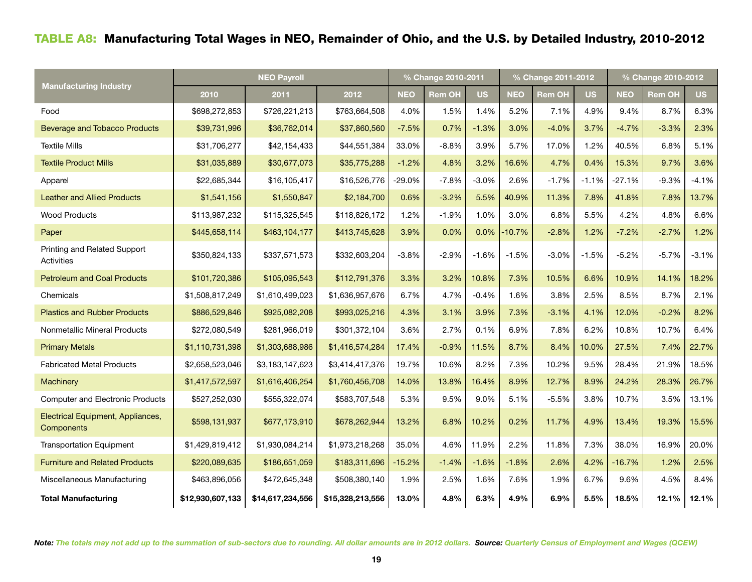## TABLE A8: Manufacturing Total Wages in NEO, Remainder of Ohio, and the U.S. by Detailed Industry, 2010-2012

| Manufacturing Industry | NEO Payroll | | | % Change 2010-2011 | | | % Change 2011-2012 | | | % Change 2010-2012 | | |
|---|---|---|---|---|---|---|---|---|---|---|---|---|
| | 2010 | 2011 | 2012 | NEO | Rem OH | US | NEO | Rem OH | US | NEO | Rem OH | US |
| Food | $698,272,853 | $726,221,213 | $763,664,508 | 4.0% | 1.5% | 1.4% | 5.2% | 7.1% | 4.9% | 9.4% | 8.7% | 6.3% |
| Beverage and Tobacco Products | $39,731,996 | $36,762,014 | $37,860,560 | -7.5% | 0.7% | -1.3% | 3.0% | -4.0% | 3.7% | -4.7% | -3.3% | 2.3% |
| Textile Mills | $31,706,277 | $42,154,433 | $44,551,384 | 33.0% | -8.8% | 3.9% | 5.7% | 17.0% | 1.2% | 40.5% | 6.8% | 5.1% |
| Textile Product Mills | $31,035,889 | $30,677,073 | $35,775,288 | -1.2% | 4.8% | 3.2% | 16.6% | 4.7% | 0.4% | 15.3% | 9.7% | 3.6% |
| Apparel | $22,685,344 | $16,105,417 | $16,526,776 | -29.0% | -7.8% | -3.0% | 2.6% | -1.7% | -1.1% | -27.1% | -9.3% | -4.1% |
| Leather and Allied Products | $1,541,156 | $1,550,847 | $2,184,700 | 0.6% | -3.2% | 5.5% | 40.9% | 11.3% | 7.8% | 41.8% | 7.8% | 13.7% |
| Wood Products | $113,987,232 | $115,325,545 | $118,826,172 | 1.2% | -1.9% | 1.0% | 3.0% | 6.8% | 5.5% | 4.2% | 4.8% | 6.6% |
| Paper | $445,658,114 | $463,104,177 | $413,745,628 | 3.9% | 0.0% | 0.0% | -10.7% | -2.8% | 1.2% | -7.2% | -2.7% | 1.2% |
| Printing and Related Support Activities | $350,824,133 | $337,571,573 | $332,603,204 | -3.8% | -2.9% | -1.6% | -1.5% | -3.0% | -1.5% | -5.2% | -5.7% | -3.1% |
| Petroleum and Coal Products | $101,720,386 | $105,095,543 | $112,791,376 | 3.3% | 3.2% | 10.8% | 7.3% | 10.5% | 6.6% | 10.9% | 14.1% | 18.2% |
| Chemicals | $1,508,817,249 | $1,610,499,023 | $1,636,957,676 | 6.7% | 4.7% | -0.4% | 1.6% | 3.8% | 2.5% | 8.5% | 8.7% | 2.1% |
| Plastics and Rubber Products | $886,529,846 | $925,082,208 | $993,025,216 | 4.3% | 3.1% | 3.9% | 7.3% | -3.1% | 4.1% | 12.0% | -0.2% | 8.2% |
| Nonmetallic Mineral Products | $272,080,549 | $281,966,019 | $301,372,104 | 3.6% | 2.7% | 0.1% | 6.9% | 7.8% | 6.2% | 10.8% | 10.7% | 6.4% |
| Primary Metals | $1,110,731,398 | $1,303,688,986 | $1,416,574,284 | 17.4% | -0.9% | 11.5% | 8.7% | 8.4% | 10.0% | 27.5% | 7.4% | 22.7% |
| Fabricated Metal Products | $2,658,523,046 | $3,183,147,623 | $3,414,417,376 | 19.7% | 10.6% | 8.2% | 7.3% | 10.2% | 9.5% | 28.4% | 21.9% | 18.5% |
| Machinery | $1,417,572,597 | $1,616,406,254 | $1,760,456,708 | 14.0% | 13.8% | 16.4% | 8.9% | 12.7% | 8.9% | 24.2% | 28.3% | 26.7% |
| Computer and Electronic Products | $527,252,030 | $555,322,074 | $583,707,548 | 5.3% | 9.5% | 9.0% | 5.1% | -5.5% | 3.8% | 10.7% | 3.5% | 13.1% |
| Electrical Equipment, Appliances, Components | $598,131,937 | $677,173,910 | $678,262,944 | 13.2% | 6.8% | 10.2% | 0.2% | 11.7% | 4.9% | 13.4% | 19.3% | 15.5% |
| Transportation Equipment | $1,429,819,412 | $1,930,084,214 | $1,973,218,268 | 35.0% | 4.6% | 11.9% | 2.2% | 11.8% | 7.3% | 38.0% | 16.9% | 20.0% |
| Furniture and Related Products | $220,089,635 | $186,651,059 | $183,311,696 | -15.2% | -1.4% | -1.6% | -1.8% | 2.6% | 4.2% | -16.7% | 1.2% | 2.5% |
| Miscellaneous Manufacturing | $463,896,056 | $472,645,348 | $508,380,140 | 1.9% | 2.5% | 1.6% | 7.6% | 1.9% | 6.7% | 9.6% | 4.5% | 8.4% |
| **Total Manufacturing** | **$12,930,607,133** | **$14,617,234,556** | **$15,328,213,556** | **13.0%** | **4.8%** | **6.3%** | **4.9%** | **6.9%** | **5.5%** | **18.5%** | **12.1%** | **12.1%** |

***Note:*** *The totals may not add up to the summation of sub-sectors due to rounding. All dollar amounts are in 2012 dollars.* ***Source:*** *Quarterly Census of Employment and Wages (QCEW)*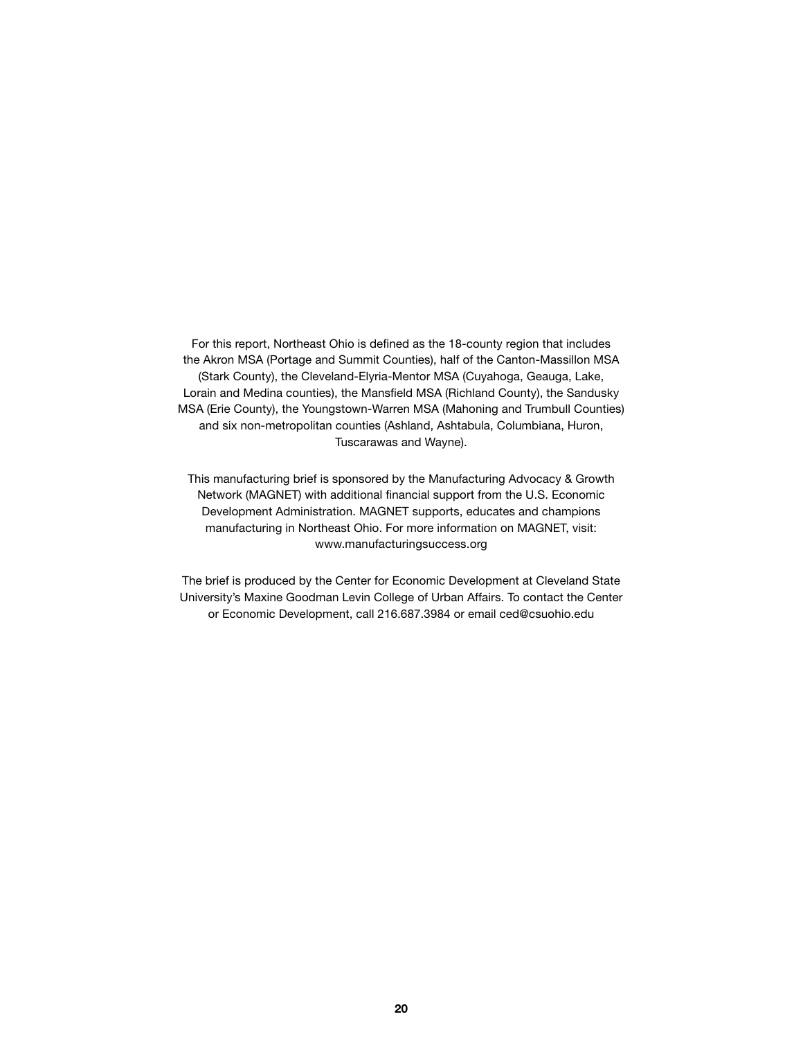For this report, Northeast Ohio is defined as the 18-county region that includes the Akron MSA (Portage and Summit Counties), half of the Canton-Massillon MSA (Stark County), the Cleveland-Elyria-Mentor MSA (Cuyahoga, Geauga, Lake, Lorain and Medina counties), the Mansfield MSA (Richland County), the Sandusky MSA (Erie County), the Youngstown-Warren MSA (Mahoning and Trumbull Counties) and six non-metropolitan counties (Ashland, Ashtabula, Columbiana, Huron, Tuscarawas and Wayne).

This manufacturing brief is sponsored by the Manufacturing Advocacy & Growth Network (MAGNET) with additional financial support from the U.S. Economic Development Administration. MAGNET supports, educates and champions manufacturing in Northeast Ohio. For more information on MAGNET, visit: www.manufacturingsuccess.org

The brief is produced by the Center for Economic Development at Cleveland State University's Maxine Goodman Levin College of Urban Affairs. To contact the Center or Economic Development, call 216.687.3984 or email ced@csuohio.edu